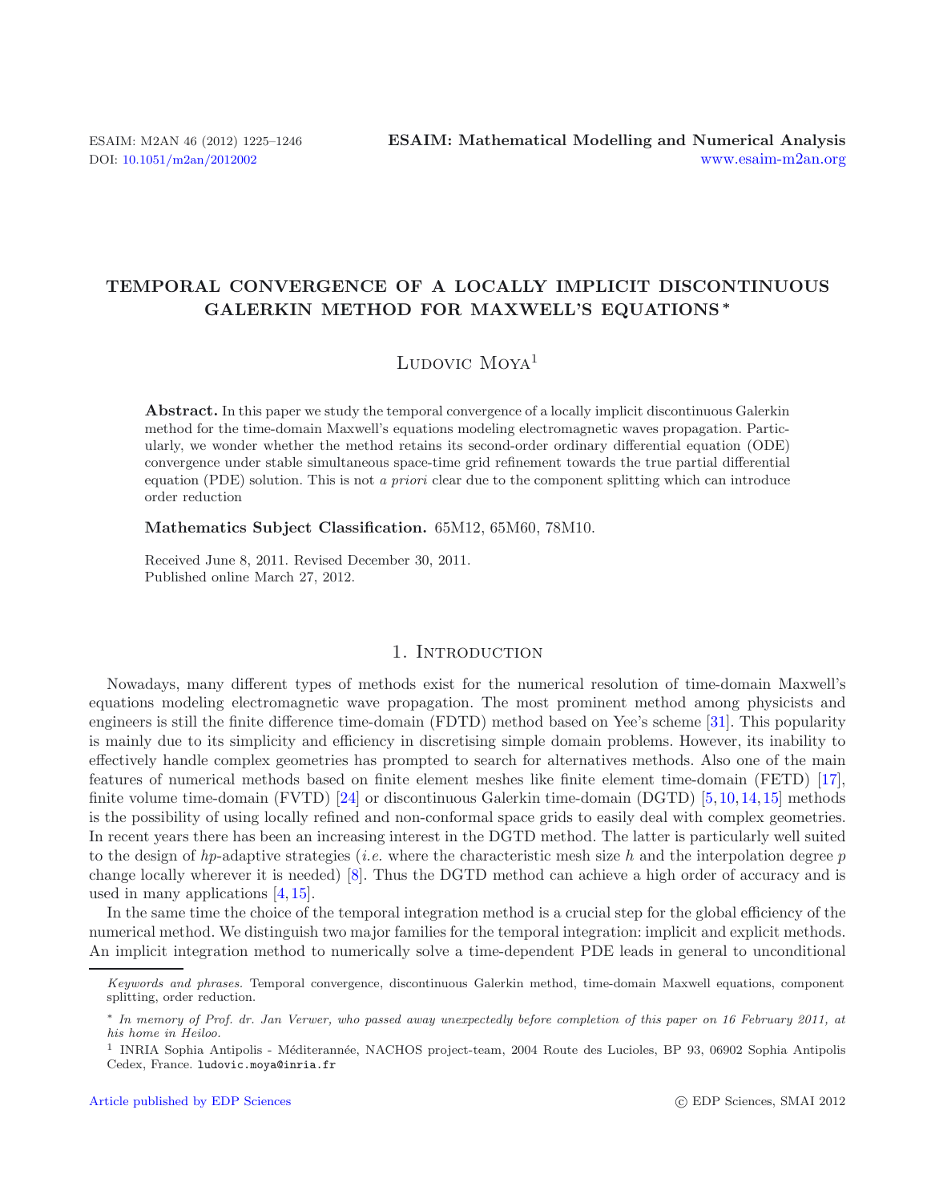# TEMPORAL CONVERGENCE OF A LOCALLY IMPLICIT DISCONTINUOUS GALERKIN METHOD FOR MAXWELL'S EQUATIONS *

Ludovic Moya[1]

**Abstract.** In this paper we study the temporal convergence of a locally implicit discontinuous Galerkin method for the time-domain Maxwell's equations modeling electromagnetic waves propagation. Particularly, we wonder whether the method retains its second-order ordinary differential equation (ODE) convergence under stable simultaneous space-time grid refinement towards the true partial differential equation (PDE) solution. This is not *a priori* clear due to the component splitting which can introduce order reduction

**Mathematics Subject Classification.** 65M12, 65M60, 78M10.

Received June 8, 2011. Revised December 30, 2011.
Published online March 27, 2012.

## 1. Introduction

Nowadays, many different types of methods exist for the numerical resolution of time-domain Maxwell's equations modeling electromagnetic wave propagation. The most prominent method among physicists and engineers is still the finite difference time-domain (FDTD) method based on Yee's scheme [31]. This popularity is mainly due to its simplicity and efficiency in discretising simple domain problems. However, its inability to effectively handle complex geometries has prompted to search for alternatives methods. Also one of the main features of numerical methods based on finite element meshes like finite element time-domain (FETD) [17], finite volume time-domain (FVTD) [24] or discontinuous Galerkin time-domain (DGTD) [5,10,14,15] methods is the possibility of using locally refined and non-conformal space grids to easily deal with complex geometries. In recent years there has been an increasing interest in the DGTD method. The latter is particularly well suited to the design of *hp*-adaptive strategies (*i.e.* where the characteristic mesh size $h$ and the interpolation degree $p$ change locally wherever it is needed) [8]. Thus the DGTD method can achieve a high order of accuracy and is used in many applications [4,15].

In the same time the choice of the temporal integration method is a crucial step for the global efficiency of the numerical method. We distinguish two major families for the temporal integration: implicit and explicit methods. An implicit integration method to numerically solve a time-dependent PDE leads in general to unconditional

---

*Keywords and phrases.* Temporal convergence, discontinuous Galerkin method, time-domain Maxwell equations, component splitting, order reduction.

\* *In memory of Prof. dr. Jan Verwer, who passed away unexpectedly before completion of this paper on 16 February 2011, at his home in Heiloo.*

[1] INRIA Sophia Antipolis - Méditerannée, NACHOS project-team, 2004 Route des Lucioles, BP 93, 06902 Sophia Antipolis Cedex, France. ludovic.moya@inria.fr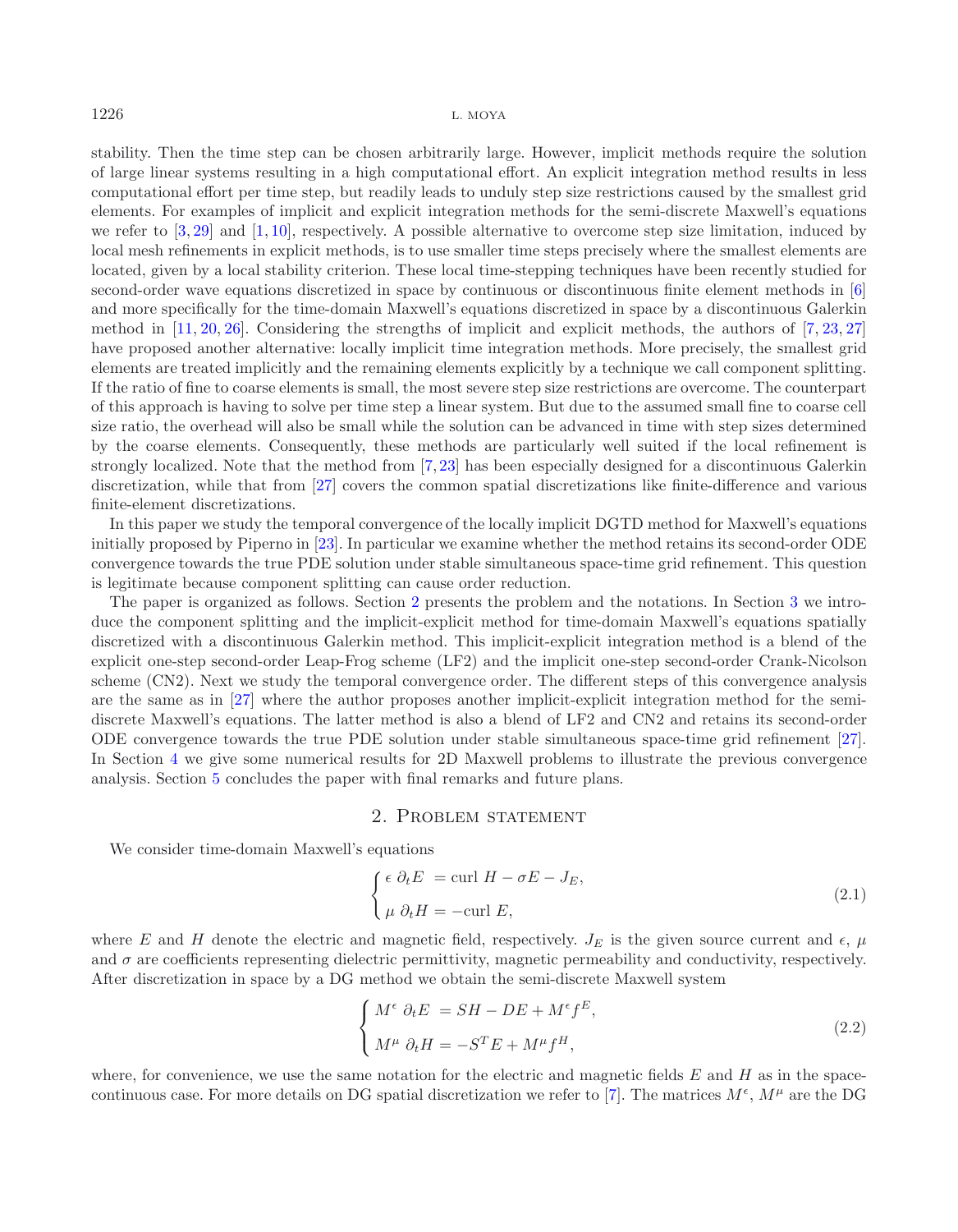stability. Then the time step can be chosen arbitrarily large. However, implicit methods require the solution of large linear systems resulting in a high computational effort. An explicit integration method results in less computational effort per time step, but readily leads to unduly step size restrictions caused by the smallest grid elements. For examples of implicit and explicit integration methods for the semi-discrete Maxwell's equations we refer to [3, 29] and [1, 10], respectively. A possible alternative to overcome step size limitation, induced by local mesh refinements in explicit methods, is to use smaller time steps precisely where the smallest elements are located, given by a local stability criterion. These local time-stepping techniques have been recently studied for second-order wave equations discretized in space by continuous or discontinuous finite element methods in [6] and more specifically for the time-domain Maxwell's equations discretized in space by a discontinuous Galerkin method in [11, 20, 26]. Considering the strengths of implicit and explicit methods, the authors of [7, 23, 27] have proposed another alternative: locally implicit time integration methods. More precisely, the smallest grid elements are treated implicitly and the remaining elements explicitly by a technique we call component splitting. If the ratio of fine to coarse elements is small, the most severe step size restrictions are overcome. The counterpart of this approach is having to solve per time step a linear system. But due to the assumed small fine to coarse cell size ratio, the overhead will also be small while the solution can be advanced in time with step sizes determined by the coarse elements. Consequently, these methods are particularly well suited if the local refinement is strongly localized. Note that the method from [7, 23] has been especially designed for a discontinuous Galerkin discretization, while that from [27] covers the common spatial discretizations like finite-difference and various finite-element discretizations.

In this paper we study the temporal convergence of the locally implicit DGTD method for Maxwell's equations initially proposed by Piperno in [23]. In particular we examine whether the method retains its second-order ODE convergence towards the true PDE solution under stable simultaneous space-time grid refinement. This question is legitimate because component splitting can cause order reduction.

The paper is organized as follows. Section 2 presents the problem and the notations. In Section 3 we introduce the component splitting and the implicit-explicit method for time-domain Maxwell's equations spatially discretized with a discontinuous Galerkin method. This implicit-explicit integration method is a blend of the explicit one-step second-order Leap-Frog scheme (LF2) and the implicit one-step second-order Crank-Nicolson scheme (CN2). Next we study the temporal convergence order. The different steps of this convergence analysis are the same as in [27] where the author proposes another implicit-explicit integration method for the semi-discrete Maxwell's equations. The latter method is also a blend of LF2 and CN2 and retains its second-order ODE convergence towards the true PDE solution under stable simultaneous space-time grid refinement [27]. In Section 4 we give some numerical results for 2D Maxwell problems to illustrate the previous convergence analysis. Section 5 concludes the paper with final remarks and future plans.

## 2. Problem statement

We consider time-domain Maxwell's equations

$$\begin{cases} \epsilon \, \partial_t E \; = \text{curl } H - \sigma E - J_E, \\ \mu \, \partial_t H = -\text{curl } E, \end{cases} \tag{2.1}$$

where $E$ and $H$ denote the electric and magnetic field, respectively. $J_E$ is the given source current and $\epsilon$, $\mu$ and $\sigma$ are coefficients representing dielectric permittivity, magnetic permeability and conductivity, respectively. After discretization in space by a DG method we obtain the semi-discrete Maxwell system

$$\begin{cases} M^\epsilon \, \partial_t E \; = SH - DE + M^\epsilon f^E, \\ M^\mu \, \partial_t H = -S^T E + M^\mu f^H, \end{cases} \tag{2.2}$$

where, for convenience, we use the same notation for the electric and magnetic fields $E$ and $H$ as in the space-continuous case. For more details on DG spatial discretization we refer to [7]. The matrices $M^\epsilon$, $M^\mu$ are the DG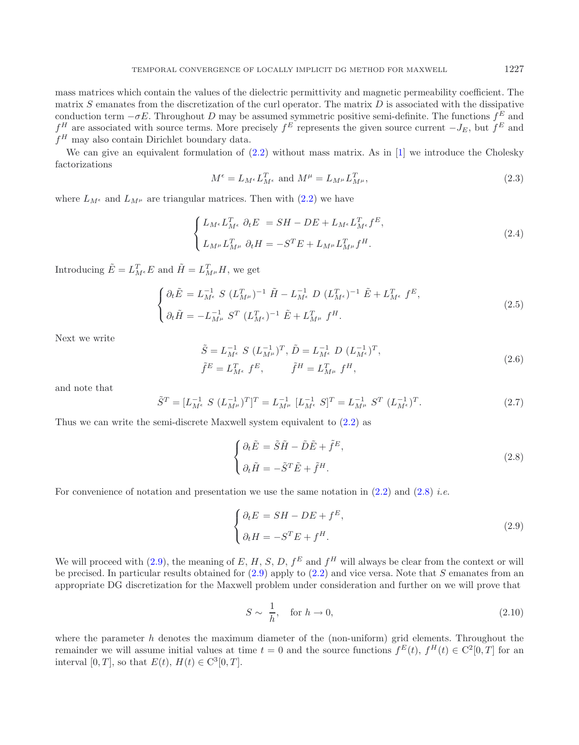mass matrices which contain the values of the dielectric permittivity and magnetic permeability coefficient. The matrix $S$ emanates from the discretization of the curl operator. The matrix $D$ is associated with the dissipative conduction term $-\sigma E$. Throughout $D$ may be assumed symmetric positive semi-definite. The functions $f^E$ and $f^H$ are associated with source terms. More precisely $f^E$ represents the given source current $-J_E$, but $f^E$ and $f^H$ may also contain Dirichlet boundary data.

We can give an equivalent formulation of (2.2) without mass matrix. As in [1] we introduce the Cholesky factorizations

$$M^\epsilon = L_{M^\epsilon} L_{M^\epsilon}^T \text{ and } M^\mu = L_{M^\mu} L_{M^\mu}^T, \tag{2.3}$$

where $L_{M^\epsilon}$ and $L_{M^\mu}$ are triangular matrices. Then with (2.2) we have

$$\begin{cases} L_{M^\epsilon} L_{M^\epsilon}^T \ \partial_t E \ = SH - DE + L_{M^\epsilon} L_{M^\epsilon}^T f^E, \\ L_{M^\mu} L_{M^\mu}^T \ \partial_t H = -S^T E + L_{M^\mu} L_{M^\mu}^T f^H. \end{cases} \tag{2.4}$$

Introducing $\tilde{E} = L_{M^\epsilon}^T E$ and $\tilde{H} = L_{M^\mu}^T H$, we get

$$\begin{cases} \partial_t \tilde{E} = L_{M^\epsilon}^{-1} \ S \ (L_{M^\mu}^T)^{-1} \ \tilde{H} - L_{M^\epsilon}^{-1} \ D \ (L_{M^\epsilon}^T)^{-1} \ \tilde{E} + L_{M^\epsilon}^T \ f^E, \\ \partial_t \tilde{H} = -L_{M^\mu}^{-1} \ S^T \ (L_{M^\epsilon}^T)^{-1} \ \tilde{E} + L_{M^\mu}^T \ f^H. \end{cases} \tag{2.5}$$

Next we write

$$\begin{aligned} &\tilde{S} = L_{M^\epsilon}^{-1} \ S \ (L_{M^\mu}^{-1})^T, \ \tilde{D} = L_{M^\epsilon}^{-1} \ D \ (L_{M^\epsilon}^{-1})^T, \\ &\tilde{f}^E = L_{M^\epsilon}^T \ f^E, \qquad \tilde{f}^H = L_{M^\mu}^T \ f^H, \end{aligned} \tag{2.6}$$

and note that

$$\tilde{S}^T = [L_{M^\epsilon}^{-1} \ S \ (L_{M^\mu}^{-1})^T]^T = L_{M^\mu}^{-1} \ [L_{M^\epsilon}^{-1} \ S]^T = L_{M^\mu}^{-1} \ S^T \ (L_{M^\epsilon}^{-1})^T. \tag{2.7}$$

Thus we can write the semi-discrete Maxwell system equivalent to (2.2) as

$$\begin{cases} \partial_t \tilde{E} = \tilde{S} \tilde{H} - \tilde{D} \tilde{E} + \tilde{f}^E, \\ \partial_t \tilde{H} = -\tilde{S}^T \tilde{E} + \tilde{f}^H. \end{cases} \tag{2.8}$$

For convenience of notation and presentation we use the same notation in (2.2) and (2.8) *i.e.*

$$\begin{cases} \partial_t E = SH - DE + f^E, \\ \partial_t H = -S^T E + f^H. \end{cases} \tag{2.9}$$

We will proceed with (2.9), the meaning of $E$, $H$, $S$, $D$, $f^E$ and $f^H$ will always be clear from the context or will be precised. In particular results obtained for (2.9) apply to (2.2) and vice versa. Note that $S$ emanates from an appropriate DG discretization for the Maxwell problem under consideration and further on we will prove that

$$S \sim \ \frac{1}{h}, \quad \text{for } h \to 0, \tag{2.10}$$

where the parameter $h$ denotes the maximum diameter of the (non-uniform) grid elements. Throughout the remainder we will assume initial values at time $t = 0$ and the source functions $f^E(t)$, $f^H(t) \in \mathrm{C}^2[0,T]$ for an interval $[0,T]$, so that $E(t)$, $H(t) \in \mathrm{C}^3[0,T]$.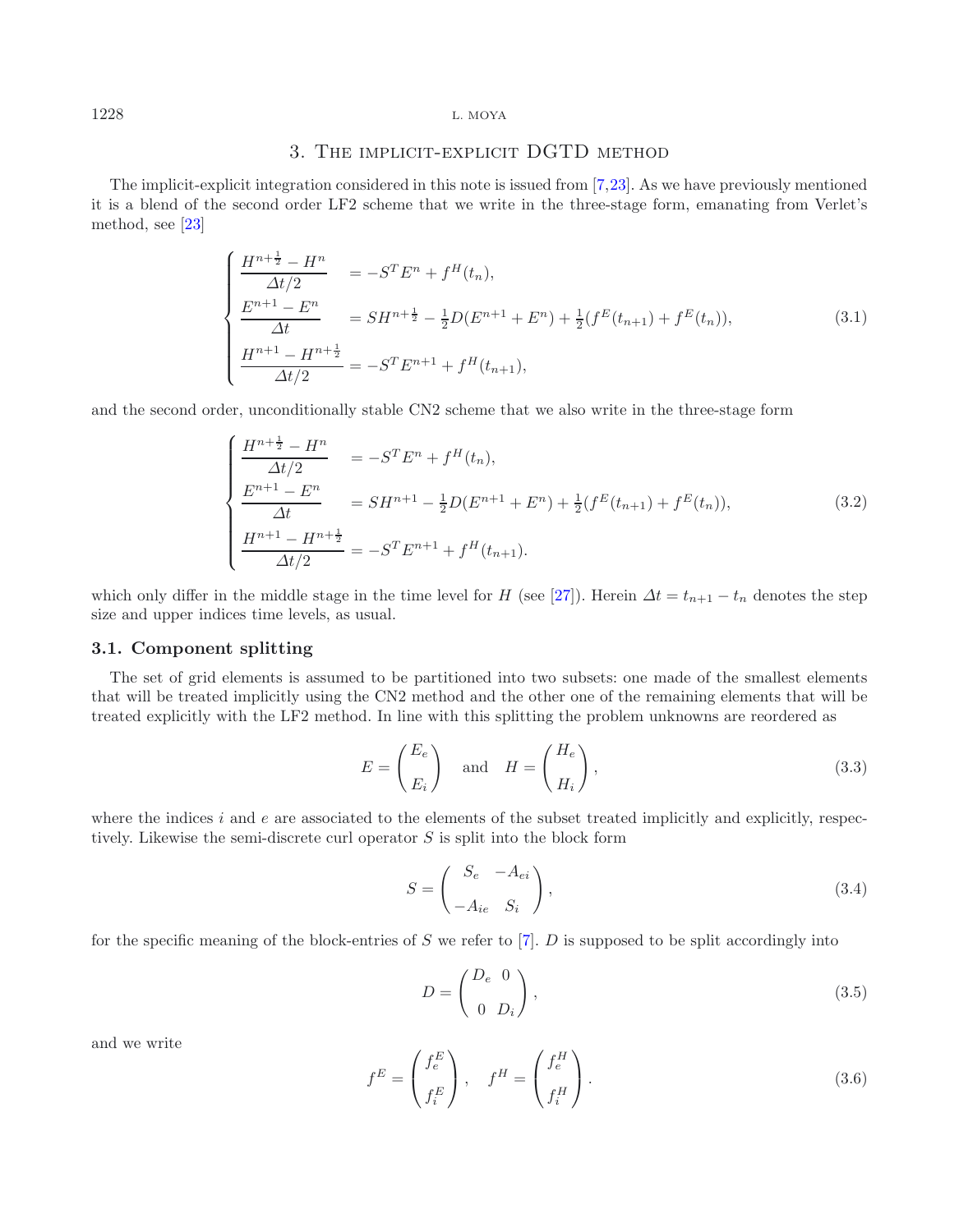## 3. The implicit-explicit DGTD method

The implicit-explicit integration considered in this note is issued from [7,23]. As we have previously mentioned it is a blend of the second order LF2 scheme that we write in the three-stage form, emanating from Verlet's method, see [23]

$$
\begin{cases}
\dfrac{H^{n+\frac{1}{2}} - H^n}{\Delta t/2} &= -S^T E^n + f^H(t_n),\\[2mm]
\dfrac{E^{n+1} - E^n}{\Delta t} &= S H^{n+\frac{1}{2}} - \frac{1}{2} D(E^{n+1} + E^n) + \frac{1}{2}(f^E(t_{n+1}) + f^E(t_n)),\\[2mm]
\dfrac{H^{n+1} - H^{n+\frac{1}{2}}}{\Delta t/2} &= -S^T E^{n+1} + f^H(t_{n+1}),
\end{cases}
\tag{3.1}
$$

and the second order, unconditionally stable CN2 scheme that we also write in the three-stage form

$$
\begin{cases}
\dfrac{H^{n+\frac{1}{2}} - H^n}{\Delta t/2} &= -S^T E^n + f^H(t_n),\\[2mm]
\dfrac{E^{n+1} - E^n}{\Delta t} &= S H^{n+1} - \frac{1}{2} D(E^{n+1} + E^n) + \frac{1}{2}(f^E(t_{n+1}) + f^E(t_n)),\\[2mm]
\dfrac{H^{n+1} - H^{n+\frac{1}{2}}}{\Delta t/2} &= -S^T E^{n+1} + f^H(t_{n+1}).
\end{cases}
\tag{3.2}
$$

which only differ in the middle stage in the time level for $H$ (see [27]). Herein $\Delta t = t_{n+1} - t_n$ denotes the step size and upper indices time levels, as usual.

### 3.1. Component splitting

The set of grid elements is assumed to be partitioned into two subsets: one made of the smallest elements that will be treated implicitly using the CN2 method and the other one of the remaining elements that will be treated explicitly with the LF2 method. In line with this splitting the problem unknowns are reordered as

$$
E = \begin{pmatrix} E_e \\ E_i \end{pmatrix} \quad \text{and} \quad H = \begin{pmatrix} H_e \\ H_i \end{pmatrix},
\tag{3.3}
$$

where the indices $i$ and $e$ are associated to the elements of the subset treated implicitly and explicitly, respectively. Likewise the semi-discrete curl operator $S$ is split into the block form

$$
S = \begin{pmatrix} S_e & -A_{ei} \\ -A_{ie} & S_i \end{pmatrix},
\tag{3.4}
$$

for the specific meaning of the block-entries of $S$ we refer to [7]. $D$ is supposed to be split accordingly into

$$
D = \begin{pmatrix} D_e & 0 \\ 0 & D_i \end{pmatrix},
\tag{3.5}
$$

and we write

$$
f^E = \begin{pmatrix} f_e^E \\ f_i^E \end{pmatrix}, \quad f^H = \begin{pmatrix} f_e^H \\ f_i^H \end{pmatrix}.
\tag{3.6}
$$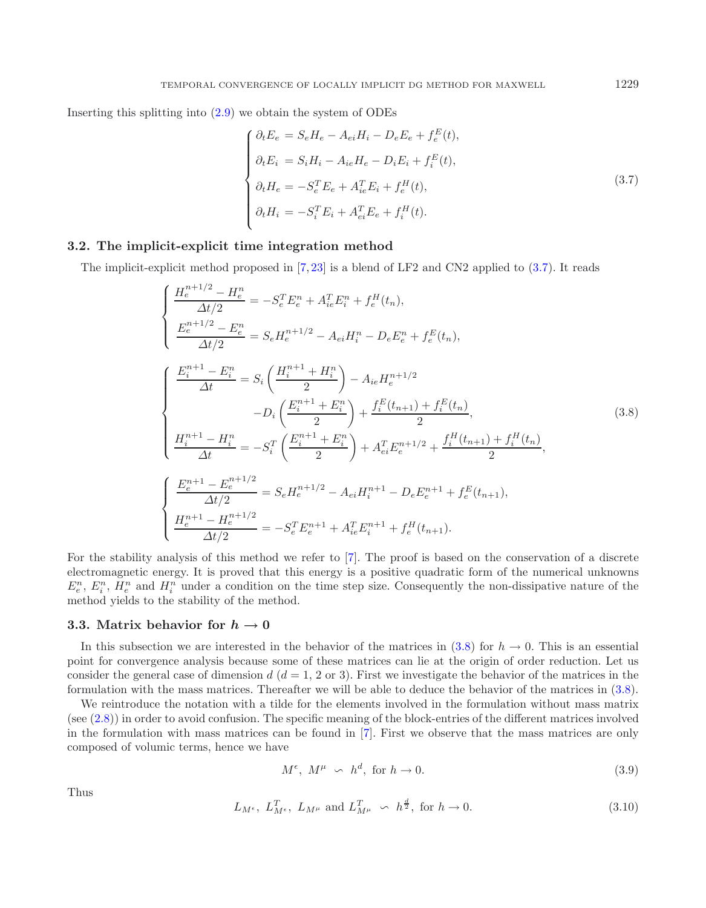Inserting this splitting into (2.9) we obtain the system of ODEs

$$
\begin{cases}
\partial_t E_e = S_e H_e - A_{ei} H_i - D_e E_e + f_e^E(t), \\
\partial_t E_i = S_i H_i - A_{ie} H_e - D_i E_i + f_i^E(t), \\
\partial_t H_e = -S_e^T E_e + A_{ie}^T E_i + f_e^H(t), \\
\partial_t H_i = -S_i^T E_i + A_{ei}^T E_e + f_i^H(t).
\end{cases}
\tag{3.7}
$$

### 3.2. The implicit-explicit time integration method

The implicit-explicit method proposed in [7, 23] is a blend of LF2 and CN2 applied to (3.7). It reads

$$
\begin{cases}
\dfrac{H_e^{n+1/2} - H_e^n}{\Delta t/2} = -S_e^T E_e^n + A_{ie}^T E_i^n + f_e^H(t_n), \\[2mm]
\dfrac{E_e^{n+1/2} - E_e^n}{\Delta t/2} = S_e H_e^{n+1/2} - A_{ei} H_i^n - D_e E_e^n + f_e^E(t_n),
\end{cases}
$$

$$
\begin{cases}
\dfrac{E_i^{n+1} - E_i^n}{\Delta t} = S_i \left( \dfrac{H_i^{n+1} + H_i^n}{2} \right) - A_{ie} H_e^{n+1/2} \\[2mm]
\qquad\qquad - D_i \left( \dfrac{E_i^{n+1} + E_i^n}{2} \right) + \dfrac{f_i^E(t_{n+1}) + f_i^E(t_n)}{2}, \\[2mm]
\dfrac{H_i^{n+1} - H_i^n}{\Delta t} = -S_i^T \left( \dfrac{E_i^{n+1} + E_i^n}{2} \right) + A_{ei}^T E_e^{n+1/2} + \dfrac{f_i^H(t_{n+1}) + f_i^H(t_n)}{2},
\end{cases}
\tag{3.8}
$$

$$
\begin{cases}
\dfrac{E_e^{n+1} - E_e^{n+1/2}}{\Delta t/2} = S_e H_e^{n+1/2} - A_{ei} H_i^{n+1} - D_e E_e^{n+1} + f_e^E(t_{n+1}), \\[2mm]
\dfrac{H_e^{n+1} - H_e^{n+1/2}}{\Delta t/2} = -S_e^T E_e^{n+1} + A_{ie}^T E_i^{n+1} + f_e^H(t_{n+1}).
\end{cases}
$$

For the stability analysis of this method we refer to [7]. The proof is based on the conservation of a discrete electromagnetic energy. It is proved that this energy is a positive quadratic form of the numerical unknowns $E_e^n$, $E_i^n$, $H_e^n$ and $H_i^n$ under a condition on the time step size. Consequently the non-dissipative nature of the method yields to the stability of the method.

### 3.3. Matrix behavior for $h \to 0$

In this subsection we are interested in the behavior of the matrices in (3.8) for $h \to 0$. This is an essential point for convergence analysis because some of these matrices can lie at the origin of order reduction. Let us consider the general case of dimension $d$ ($d = 1$, 2 or 3). First we investigate the behavior of the matrices in the formulation with the mass matrices. Thereafter we will be able to deduce the behavior of the matrices in (3.8).

We reintroduce the notation with a tilde for the elements involved in the formulation without mass matrix (see (2.8)) in order to avoid confusion. The specific meaning of the block-entries of the different matrices involved in the formulation with mass matrices can be found in [7]. First we observe that the mass matrices are only composed of volumic terms, hence we have

$$
M^\epsilon,\ M^\mu \ \backsim\ h^d, \text{ for } h \to 0. \tag{3.9}
$$

Thus

$$
L_{M^\epsilon},\ L_{M^\epsilon}^T,\ L_{M^\mu} \text{ and } L_{M^\mu}^T \ \backsim\ h^{\frac{d}{2}}, \text{ for } h \to 0. \tag{3.10}
$$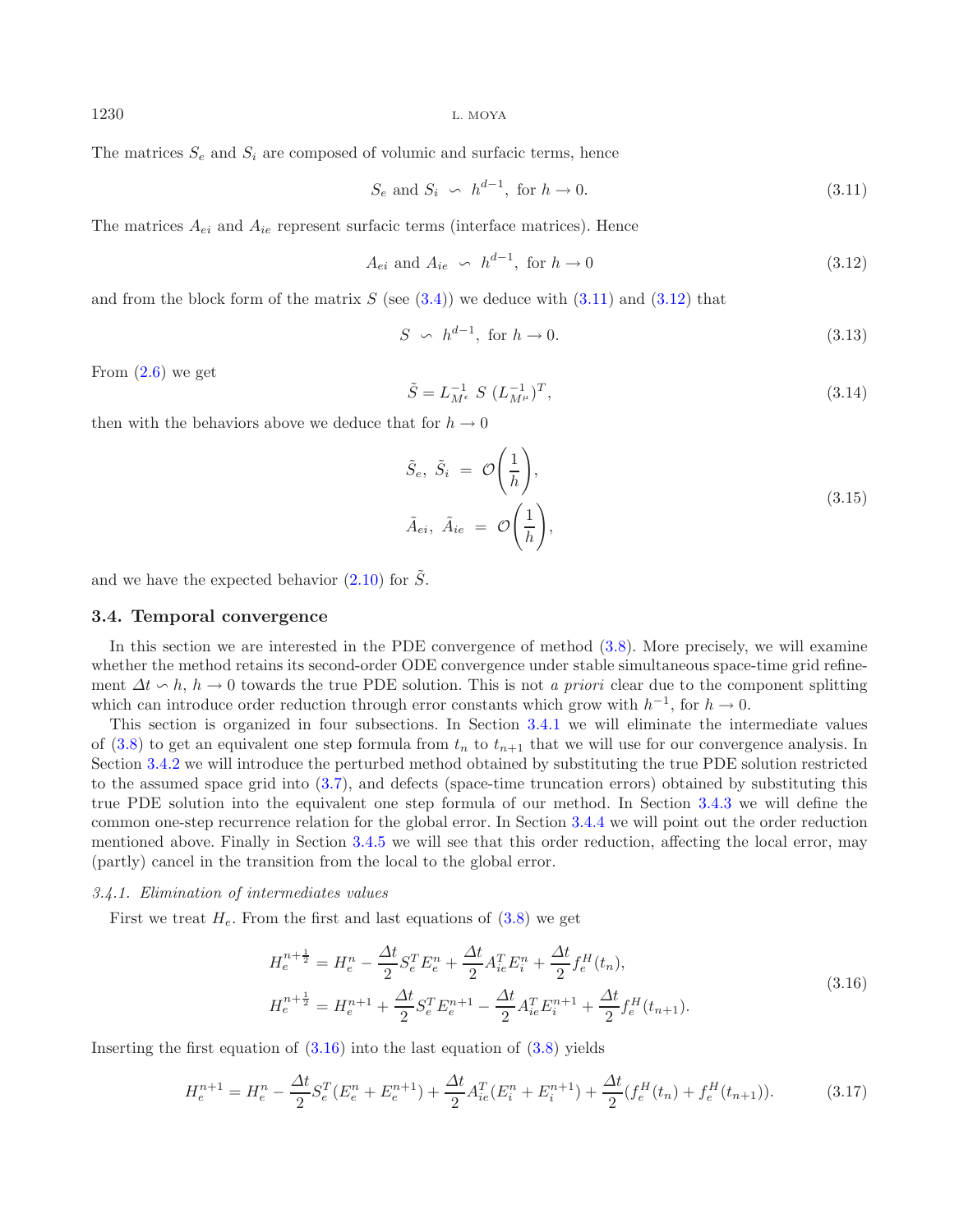The matrices $S_e$ and $S_i$ are composed of volumic and surfacic terms, hence

$$S_e \text{ and } S_i \ \backsim \ h^{d-1}, \text{ for } h \to 0. \tag{3.11}$$

The matrices $A_{ei}$ and $A_{ie}$ represent surfacic terms (interface matrices). Hence

$$A_{ei} \text{ and } A_{ie} \ \backsim \ h^{d-1}, \text{ for } h \to 0 \tag{3.12}$$

and from the block form of the matrix $S$ (see (3.4)) we deduce with (3.11) and (3.12) that

$$S \ \backsim \ h^{d-1}, \text{ for } h \to 0. \tag{3.13}$$

From (2.6) we get

$$\tilde{S} = L_{M^\epsilon}^{-1} \ S \ (L_{M^\mu}^{-1})^T, \tag{3.14}$$

then with the behaviors above we deduce that for $h \to 0$

$$\begin{aligned} \tilde{S}_e, \ \tilde{S}_i \ &= \ \mathcal{O}\left(\frac{1}{h}\right), \\ \tilde{A}_{ei}, \ \tilde{A}_{ie} \ &= \ \mathcal{O}\left(\frac{1}{h}\right), \end{aligned} \tag{3.15}$$

and we have the expected behavior (2.10) for $\tilde{S}$.

### 3.4. Temporal convergence

In this section we are interested in the PDE convergence of method (3.8). More precisely, we will examine whether the method retains its second-order ODE convergence under stable simultaneous space-time grid refinement $\Delta t \backsim h$, $h \to 0$ towards the true PDE solution. This is not *a priori* clear due to the component splitting which can introduce order reduction through error constants which grow with $h^{-1}$, for $h \to 0$.

This section is organized in four subsections. In Section 3.4.1 we will eliminate the intermediate values of (3.8) to get an equivalent one step formula from $t_n$ to $t_{n+1}$ that we will use for our convergence analysis. In Section 3.4.2 we will introduce the perturbed method obtained by substituting the true PDE solution restricted to the assumed space grid into (3.7), and defects (space-time truncation errors) obtained by substituting this true PDE solution into the equivalent one step formula of our method. In Section 3.4.3 we will define the common one-step recurrence relation for the global error. In Section 3.4.4 we will point out the order reduction mentioned above. Finally in Section 3.4.5 we will see that this order reduction, affecting the local error, may (partly) cancel in the transition from the local to the global error.

#### *3.4.1. Elimination of intermediates values*

First we treat $H_e$. From the first and last equations of (3.8) we get

$$\begin{aligned} H_e^{n+\frac{1}{2}} &= H_e^n - \frac{\Delta t}{2} S_e^T E_e^n + \frac{\Delta t}{2} A_{ie}^T E_i^n + \frac{\Delta t}{2} f_e^H(t_n), \\ H_e^{n+\frac{1}{2}} &= H_e^{n+1} + \frac{\Delta t}{2} S_e^T E_e^{n+1} - \frac{\Delta t}{2} A_{ie}^T E_i^{n+1} + \frac{\Delta t}{2} f_e^H(t_{n+1}). \end{aligned} \tag{3.16}$$

Inserting the first equation of (3.16) into the last equation of (3.8) yields

$$H_e^{n+1} = H_e^n - \frac{\Delta t}{2} S_e^T (E_e^n + E_e^{n+1}) + \frac{\Delta t}{2} A_{ie}^T (E_i^n + E_i^{n+1}) + \frac{\Delta t}{2} (f_e^H(t_n) + f_e^H(t_{n+1})). \tag{3.17}$$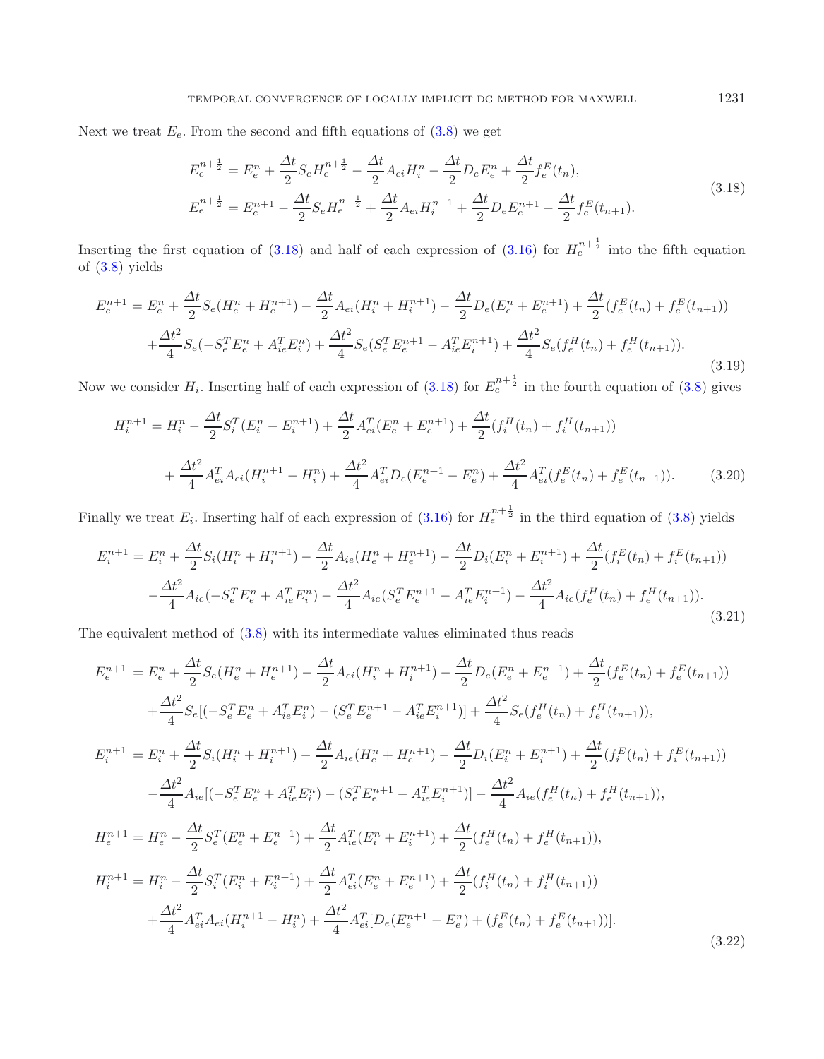Next we treat $E_e$. From the second and fifth equations of (3.8) we get

$$
\begin{aligned}
E_e^{n+\frac{1}{2}} &= E_e^n + \frac{\Delta t}{2} S_e H_e^{n+\frac{1}{2}} - \frac{\Delta t}{2} A_{ei} H_i^n - \frac{\Delta t}{2} D_e E_e^n + \frac{\Delta t}{2} f_e^E(t_n), \\
E_e^{n+\frac{1}{2}} &= E_e^{n+1} - \frac{\Delta t}{2} S_e H_e^{n+\frac{1}{2}} + \frac{\Delta t}{2} A_{ei} H_i^{n+1} + \frac{\Delta t}{2} D_e E_e^{n+1} - \frac{\Delta t}{2} f_e^E(t_{n+1}).
\end{aligned}
\tag{3.18}
$$

Inserting the first equation of (3.18) and half of each expression of (3.16) for $H_e^{n+\frac{1}{2}}$ into the fifth equation of (3.8) yields

$$
\begin{aligned}
E_e^{n+1} &= E_e^n + \frac{\Delta t}{2} S_e (H_e^n + H_e^{n+1}) - \frac{\Delta t}{2} A_{ei} (H_i^n + H_i^{n+1}) - \frac{\Delta t}{2} D_e (E_e^n + E_e^{n+1}) + \frac{\Delta t}{2} (f_e^E(t_n) + f_e^E(t_{n+1})) \\
&\quad + \frac{\Delta t^2}{4} S_e (-S_e^T E_e^n + A_{ie}^T E_i^n) + \frac{\Delta t^2}{4} S_e (S_e^T E_e^{n+1} - A_{ie}^T E_i^{n+1}) + \frac{\Delta t^2}{4} S_e (f_e^H(t_n) + f_e^H(t_{n+1})).
\end{aligned}
\tag{3.19}
$$

Now we consider $H_i$. Inserting half of each expression of (3.18) for $E_e^{n+\frac{1}{2}}$ in the fourth equation of (3.8) gives

$$
\begin{aligned}
H_i^{n+1} &= H_i^n - \frac{\Delta t}{2} S_i^T (E_i^n + E_i^{n+1}) + \frac{\Delta t}{2} A_{ei}^T (E_e^n + E_e^{n+1}) + \frac{\Delta t}{2} (f_i^H(t_n) + f_i^H(t_{n+1})) \\
&\quad + \frac{\Delta t^2}{4} A_{ei}^T A_{ei} (H_i^{n+1} - H_i^n) + \frac{\Delta t^2}{4} A_{ei}^T D_e (E_e^{n+1} - E_e^n) + \frac{\Delta t^2}{4} A_{ei}^T (f_e^E(t_n) + f_e^E(t_{n+1})).
\end{aligned}
\tag{3.20}
$$

Finally we treat $E_i$. Inserting half of each expression of (3.16) for $H_e^{n+\frac{1}{2}}$ in the third equation of (3.8) yields

$$
\begin{aligned}
E_i^{n+1} &= E_i^n + \frac{\Delta t}{2} S_i (H_i^n + H_i^{n+1}) - \frac{\Delta t}{2} A_{ie} (H_e^n + H_e^{n+1}) - \frac{\Delta t}{2} D_i (E_i^n + E_i^{n+1}) + \frac{\Delta t}{2} (f_i^E(t_n) + f_i^E(t_{n+1})) \\
&\quad - \frac{\Delta t^2}{4} A_{ie} (-S_e^T E_e^n + A_{ie}^T E_i^n) - \frac{\Delta t^2}{4} A_{ie} (S_e^T E_e^{n+1} - A_{ie}^T E_i^{n+1}) - \frac{\Delta t^2}{4} A_{ie} (f_e^H(t_n) + f_e^H(t_{n+1})).
\end{aligned}
\tag{3.21}
$$

The equivalent method of (3.8) with its intermediate values eliminated thus reads

$$
\begin{aligned}
E_e^{n+1} &= E_e^n + \frac{\Delta t}{2} S_e (H_e^n + H_e^{n+1}) - \frac{\Delta t}{2} A_{ei} (H_i^n + H_i^{n+1}) - \frac{\Delta t}{2} D_e (E_e^n + E_e^{n+1}) + \frac{\Delta t}{2} (f_e^E(t_n) + f_e^E(t_{n+1})) \\
&\quad + \frac{\Delta t^2}{4} S_e [(-S_e^T E_e^n + A_{ie}^T E_i^n) - (S_e^T E_e^{n+1} - A_{ie}^T E_i^{n+1})] + \frac{\Delta t^2}{4} S_e (f_e^H(t_n) + f_e^H(t_{n+1})), \\
E_i^{n+1} &= E_i^n + \frac{\Delta t}{2} S_i (H_i^n + H_i^{n+1}) - \frac{\Delta t}{2} A_{ie} (H_e^n + H_e^{n+1}) - \frac{\Delta t}{2} D_i (E_i^n + E_i^{n+1}) + \frac{\Delta t}{2} (f_i^E(t_n) + f_i^E(t_{n+1})) \\
&\quad - \frac{\Delta t^2}{4} A_{ie} [(-S_e^T E_e^n + A_{ie}^T E_i^n) - (S_e^T E_e^{n+1} - A_{ie}^T E_i^{n+1})] - \frac{\Delta t^2}{4} A_{ie} (f_e^H(t_n) + f_e^H(t_{n+1})), \\
H_e^{n+1} &= H_e^n - \frac{\Delta t}{2} S_e^T (E_e^n + E_e^{n+1}) + \frac{\Delta t}{2} A_{ie}^T (E_i^n + E_i^{n+1}) + \frac{\Delta t}{2} (f_e^H(t_n) + f_e^H(t_{n+1})), \\
H_i^{n+1} &= H_i^n - \frac{\Delta t}{2} S_i^T (E_i^n + E_i^{n+1}) + \frac{\Delta t}{2} A_{ei}^T (E_e^n + E_e^{n+1}) + \frac{\Delta t}{2} (f_i^H(t_n) + f_i^H(t_{n+1})) \\
&\quad + \frac{\Delta t^2}{4} A_{ei}^T A_{ei} (H_i^{n+1} - H_i^n) + \frac{\Delta t^2}{4} A_{ei}^T [D_e (E_e^{n+1} - E_e^n) + (f_e^E(t_n) + f_e^E(t_{n+1}))].
\end{aligned}
\tag{3.22}
$$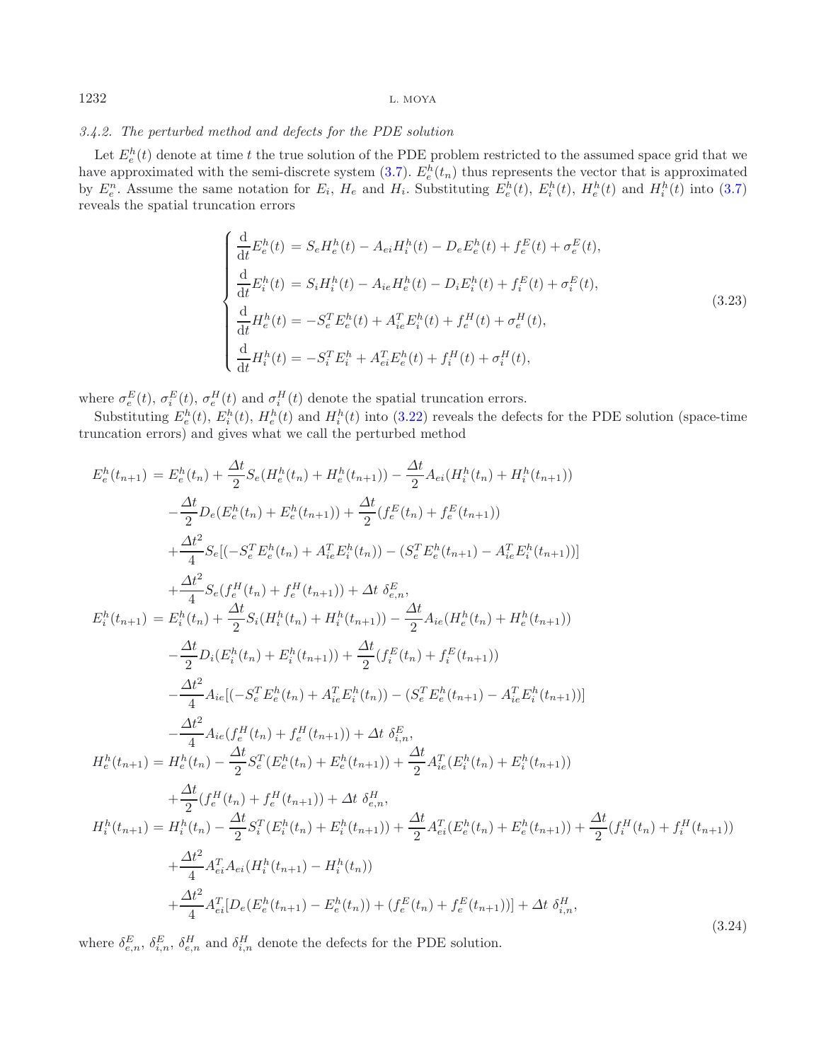### 3.4.2. The perturbed method and defects for the PDE solution

Let $E_e^h(t)$ denote at time $t$ the true solution of the PDE problem restricted to the assumed space grid that we have approximated with the semi-discrete system (3.7). $E_e^h(t_n)$ thus represents the vector that is approximated by $E_e^n$. Assume the same notation for $E_i$, $H_e$ and $H_i$. Substituting $E_e^h(t)$, $E_i^h(t)$, $H_e^h(t)$ and $H_i^h(t)$ into (3.7) reveals the spatial truncation errors

$$
\begin{cases}
\dfrac{\mathrm{d}}{\mathrm{d}t}E_e^h(t) = S_e H_e^h(t) - A_{ei}H_i^h(t) - D_e E_e^h(t) + f_e^E(t) + \sigma_e^E(t), \\[2mm]
\dfrac{\mathrm{d}}{\mathrm{d}t}E_i^h(t) = S_i H_i^h(t) - A_{ie}H_e^h(t) - D_i E_i^h(t) + f_i^E(t) + \sigma_i^E(t), \\[2mm]
\dfrac{\mathrm{d}}{\mathrm{d}t}H_e^h(t) = -S_e^T E_e^h(t) + A_{ie}^T E_i^h(t) + f_e^H(t) + \sigma_e^H(t), \\[2mm]
\dfrac{\mathrm{d}}{\mathrm{d}t}H_i^h(t) = -S_i^T E_i^h + A_{ei}^T E_e^h(t) + f_i^H(t) + \sigma_i^H(t),
\end{cases}
\tag{3.23}
$$

where $\sigma_e^E(t)$, $\sigma_i^E(t)$, $\sigma_e^H(t)$ and $\sigma_i^H(t)$ denote the spatial truncation errors.

Substituting $E_e^h(t)$, $E_i^h(t)$, $H_e^h(t)$ and $H_i^h(t)$ into (3.22) reveals the defects for the PDE solution (space-time truncation errors) and gives what we call the perturbed method

$$
\begin{aligned}
E_e^h(t_{n+1}) &= E_e^h(t_n) + \frac{\Delta t}{2}S_e(H_e^h(t_n) + H_e^h(t_{n+1})) - \frac{\Delta t}{2}A_{ei}(H_i^h(t_n) + H_i^h(t_{n+1})) \\
&\quad - \frac{\Delta t}{2}D_e(E_e^h(t_n) + E_e^h(t_{n+1})) + \frac{\Delta t}{2}(f_e^E(t_n) + f_e^E(t_{n+1})) \\
&\quad + \frac{\Delta t^2}{4}S_e[(-S_e^T E_e^h(t_n) + A_{ie}^T E_i^h(t_n)) - (S_e^T E_e^h(t_{n+1}) - A_{ie}^T E_i^h(t_{n+1}))] \\
&\quad + \frac{\Delta t^2}{4}S_e(f_e^H(t_n) + f_e^H(t_{n+1})) + \Delta t\ \delta_{e,n}^E, \\
E_i^h(t_{n+1}) &= E_i^h(t_n) + \frac{\Delta t}{2}S_i(H_i^h(t_n) + H_i^h(t_{n+1})) - \frac{\Delta t}{2}A_{ie}(H_e^h(t_n) + H_e^h(t_{n+1})) \\
&\quad - \frac{\Delta t}{2}D_i(E_i^h(t_n) + E_i^h(t_{n+1})) + \frac{\Delta t}{2}(f_i^E(t_n) + f_i^E(t_{n+1})) \\
&\quad - \frac{\Delta t^2}{4}A_{ie}[(-S_e^T E_e^h(t_n) + A_{ie}^T E_i^h(t_n)) - (S_e^T E_e^h(t_{n+1}) - A_{ie}^T E_i^h(t_{n+1}))] \\
&\quad - \frac{\Delta t^2}{4}A_{ie}(f_e^H(t_n) + f_e^H(t_{n+1})) + \Delta t\ \delta_{i,n}^E, \\
H_e^h(t_{n+1}) &= H_e^h(t_n) - \frac{\Delta t}{2}S_e^T(E_e^h(t_n) + E_e^h(t_{n+1})) + \frac{\Delta t}{2}A_{ie}^T(E_i^h(t_n) + E_i^h(t_{n+1})) \\
&\quad + \frac{\Delta t}{2}(f_e^H(t_n) + f_e^H(t_{n+1})) + \Delta t\ \delta_{e,n}^H, \\
H_i^h(t_{n+1}) &= H_i^h(t_n) - \frac{\Delta t}{2}S_i^T(E_i^h(t_n) + E_i^h(t_{n+1})) + \frac{\Delta t}{2}A_{ei}^T(E_e^h(t_n) + E_e^h(t_{n+1})) + \frac{\Delta t}{2}(f_i^H(t_n) + f_i^H(t_{n+1})) \\
&\quad + \frac{\Delta t^2}{4}A_{ei}^T A_{ei}(H_i^h(t_{n+1}) - H_i^h(t_n)) \\
&\quad + \frac{\Delta t^2}{4}A_{ei}^T[D_e(E_e^h(t_{n+1}) - E_e^h(t_n)) + (f_e^E(t_n) + f_e^E(t_{n+1}))] + \Delta t\ \delta_{i,n}^H,
\end{aligned}
\tag{3.24}
$$

where $\delta_{e,n}^E$, $\delta_{i,n}^E$, $\delta_{e,n}^H$ and $\delta_{i,n}^H$ denote the defects for the PDE solution.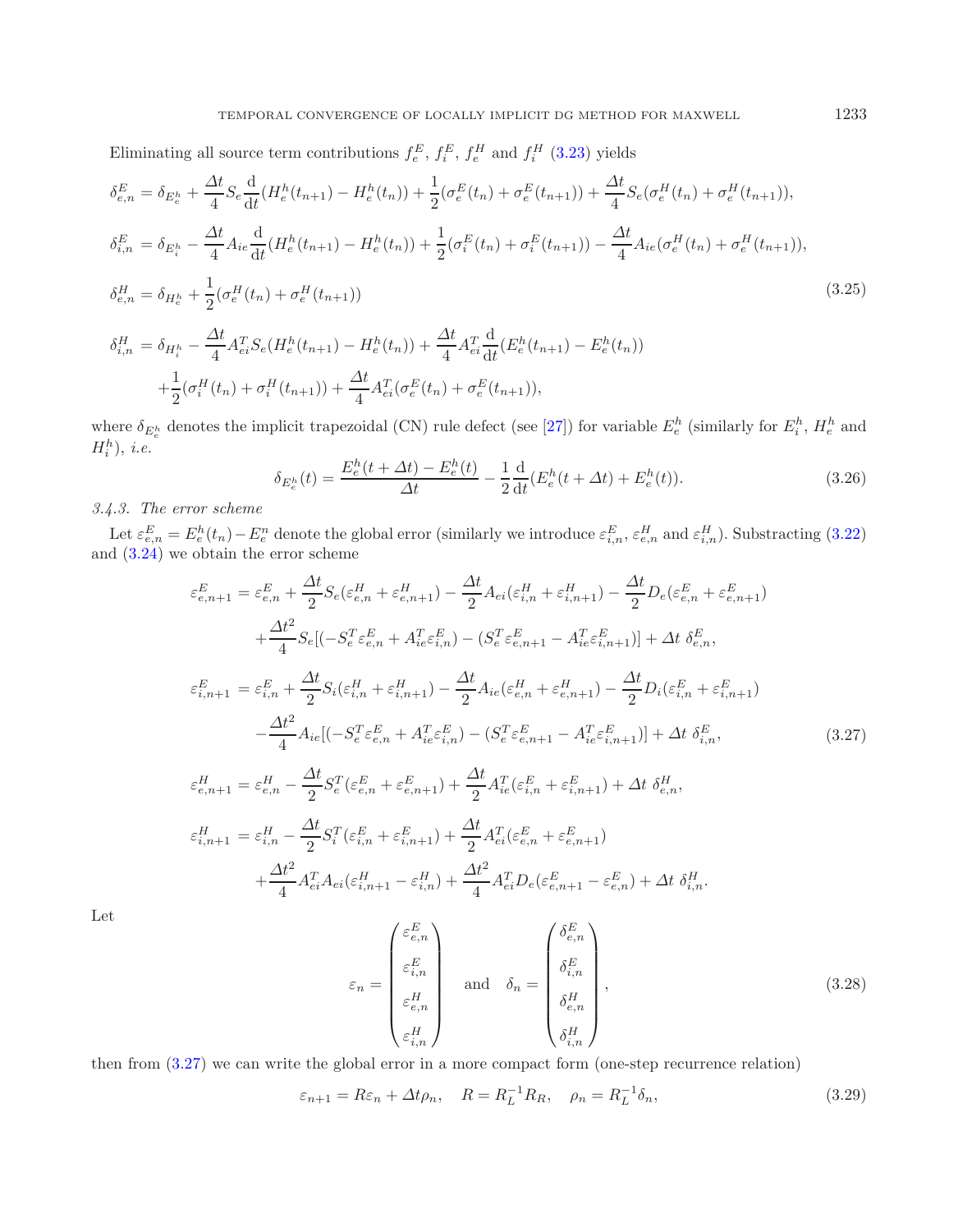Eliminating all source term contributions $f_e^E$, $f_i^E$, $f_e^H$ and $f_i^H$ (3.23) yields

$$
\begin{aligned}
\delta_{e,n}^E &= \delta_{E_e^h} + \frac{\Delta t}{4} S_e \frac{\mathrm{d}}{\mathrm{d}t}(H_e^h(t_{n+1}) - H_e^h(t_n)) + \frac{1}{2}(\sigma_e^E(t_n) + \sigma_e^E(t_{n+1})) + \frac{\Delta t}{4} S_e(\sigma_e^H(t_n) + \sigma_e^H(t_{n+1})),\\
\delta_{i,n}^E &= \delta_{E_i^h} - \frac{\Delta t}{4} A_{ie} \frac{\mathrm{d}}{\mathrm{d}t}(H_e^h(t_{n+1}) - H_e^h(t_n)) + \frac{1}{2}(\sigma_i^E(t_n) + \sigma_i^E(t_{n+1})) - \frac{\Delta t}{4} A_{ie}(\sigma_e^H(t_n) + \sigma_e^H(t_{n+1})),\\
\delta_{e,n}^H &= \delta_{H_e^h} + \frac{1}{2}(\sigma_e^H(t_n) + \sigma_e^H(t_{n+1}))\\
\delta_{i,n}^H &= \delta_{H_i^h} - \frac{\Delta t}{4} A_{ei}^T S_e (H_e^h(t_{n+1}) - H_e^h(t_n)) + \frac{\Delta t}{4} A_{ei}^T \frac{\mathrm{d}}{\mathrm{d}t}(E_e^h(t_{n+1}) - E_e^h(t_n))\\
&\quad + \frac{1}{2}(\sigma_i^H(t_n) + \sigma_i^H(t_{n+1})) + \frac{\Delta t}{4} A_{ei}^T(\sigma_e^E(t_n) + \sigma_e^E(t_{n+1})),
\end{aligned}
\tag{3.25}
$$

where $\delta_{E_e^h}$ denotes the implicit trapezoidal (CN) rule defect (see [27]) for variable $E_e^h$ (similarly for $E_i^h$, $H_e^h$ and $H_i^h$), *i.e.*

$$
\delta_{E_e^h}(t) = \frac{E_e^h(t+\Delta t) - E_e^h(t)}{\Delta t} - \frac{1}{2}\frac{\mathrm{d}}{\mathrm{d}t}(E_e^h(t+\Delta t) + E_e^h(t)).
\tag{3.26}
$$

### 3.4.3. The error scheme

Let $\varepsilon_{e,n}^E = E_e^h(t_n) - E_e^n$ denote the global error (similarly we introduce $\varepsilon_{i,n}^E$, $\varepsilon_{e,n}^H$ and $\varepsilon_{i,n}^H$). Substracting (3.22) and (3.24) we obtain the error scheme

$$
\begin{aligned}
\varepsilon_{e,n+1}^E &= \varepsilon_{e,n}^E + \frac{\Delta t}{2} S_e(\varepsilon_{e,n}^H + \varepsilon_{e,n+1}^H) - \frac{\Delta t}{2} A_{ei}(\varepsilon_{i,n}^H + \varepsilon_{i,n+1}^H) - \frac{\Delta t}{2} D_e(\varepsilon_{e,n}^E + \varepsilon_{e,n+1}^E)\\
&\quad + \frac{\Delta t^2}{4} S_e[(-S_e^T \varepsilon_{e,n}^E + A_{ie}^T \varepsilon_{i,n}^E) - (S_e^T \varepsilon_{e,n+1}^E - A_{ie}^T \varepsilon_{i,n+1}^E)] + \Delta t\ \delta_{e,n}^E,\\
\varepsilon_{i,n+1}^E &= \varepsilon_{i,n}^E + \frac{\Delta t}{2} S_i(\varepsilon_{i,n}^H + \varepsilon_{i,n+1}^H) - \frac{\Delta t}{2} A_{ie}(\varepsilon_{e,n}^H + \varepsilon_{e,n+1}^H) - \frac{\Delta t}{2} D_i(\varepsilon_{i,n}^E + \varepsilon_{i,n+1}^E)\\
&\quad - \frac{\Delta t^2}{4} A_{ie}[(-S_e^T \varepsilon_{e,n}^E + A_{ie}^T \varepsilon_{i,n}^E) - (S_e^T \varepsilon_{e,n+1}^E - A_{ie}^T \varepsilon_{i,n+1}^E)] + \Delta t\ \delta_{i,n}^E,\\
\varepsilon_{e,n+1}^H &= \varepsilon_{e,n}^H - \frac{\Delta t}{2} S_e^T(\varepsilon_{e,n}^E + \varepsilon_{e,n+1}^E) + \frac{\Delta t}{2} A_{ie}^T(\varepsilon_{i,n}^E + \varepsilon_{i,n+1}^E) + \Delta t\ \delta_{e,n}^H,\\
\varepsilon_{i,n+1}^H &= \varepsilon_{i,n}^H - \frac{\Delta t}{2} S_i^T(\varepsilon_{i,n}^E + \varepsilon_{i,n+1}^E) + \frac{\Delta t}{2} A_{ei}^T(\varepsilon_{e,n}^E + \varepsilon_{e,n+1}^E)\\
&\quad + \frac{\Delta t^2}{4} A_{ei}^T A_{ei}(\varepsilon_{i,n+1}^H - \varepsilon_{i,n}^H) + \frac{\Delta t^2}{4} A_{ei}^T D_e(\varepsilon_{e,n+1}^E - \varepsilon_{e,n}^E) + \Delta t\ \delta_{i,n}^H.
\end{aligned}
\tag{3.27}
$$

Let

$$
\varepsilon_n = \begin{pmatrix} \varepsilon_{e,n}^E \\ \varepsilon_{i,n}^E \\ \varepsilon_{e,n}^H \\ \varepsilon_{i,n}^H \end{pmatrix} \quad \text{and} \quad \delta_n = \begin{pmatrix} \delta_{e,n}^E \\ \delta_{i,n}^E \\ \delta_{e,n}^H \\ \delta_{i,n}^H \end{pmatrix},
\tag{3.28}
$$

then from (3.27) we can write the global error in a more compact form (one-step recurrence relation)

$$
\varepsilon_{n+1} = R\varepsilon_n + \Delta t \rho_n, \quad R = R_L^{-1} R_R, \quad \rho_n = R_L^{-1}\delta_n,
\tag{3.29}
$$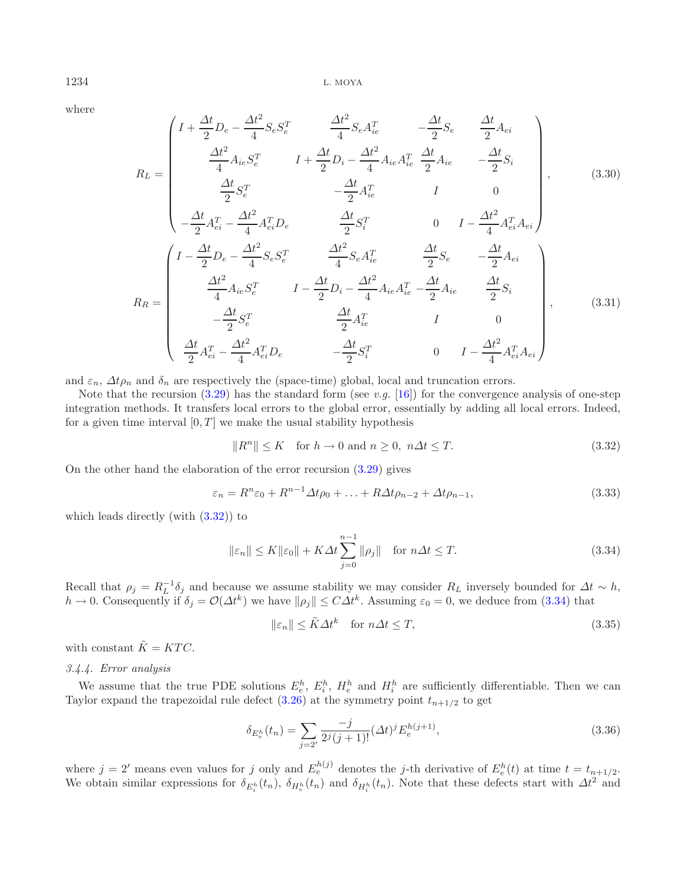where

$$
R_L = \begin{pmatrix} I + \frac{\Delta t}{2} D_e - \frac{\Delta t^2}{4} S_e S_e^T & \frac{\Delta t^2}{4} S_e A_{ie}^T & -\frac{\Delta t}{2} S_e & \frac{\Delta t}{2} A_{ei} \\ \frac{\Delta t^2}{4} A_{ie} S_e^T & I + \frac{\Delta t}{2} D_i - \frac{\Delta t^2}{4} A_{ie} A_{ie}^T & \frac{\Delta t}{2} A_{ie} & -\frac{\Delta t}{2} S_i \\ \frac{\Delta t}{2} S_e^T & -\frac{\Delta t}{2} A_{ie}^T & I & 0 \\ -\frac{\Delta t}{2} A_{ei}^T - \frac{\Delta t^2}{4} A_{ei}^T D_e & \frac{\Delta t}{2} S_i^T & 0 & I - \frac{\Delta t^2}{4} A_{ei}^T A_{ei} \end{pmatrix}, \tag{3.30}
$$

$$
R_R = \begin{pmatrix} I - \frac{\Delta t}{2} D_e - \frac{\Delta t^2}{4} S_e S_e^T & \frac{\Delta t^2}{4} S_e A_{ie}^T & \frac{\Delta t}{2} S_e & -\frac{\Delta t}{2} A_{ei} \\ \frac{\Delta t^2}{4} A_{ie} S_e^T & I - \frac{\Delta t}{2} D_i - \frac{\Delta t^2}{4} A_{ie} A_{ie}^T & -\frac{\Delta t}{2} A_{ie} & \frac{\Delta t}{2} S_i \\ -\frac{\Delta t}{2} S_e^T & \frac{\Delta t}{2} A_{ie}^T & I & 0 \\ \frac{\Delta t}{2} A_{ei}^T - \frac{\Delta t^2}{4} A_{ei}^T D_e & -\frac{\Delta t}{2} S_i^T & 0 & I - \frac{\Delta t^2}{4} A_{ei}^T A_{ei} \end{pmatrix}, \tag{3.31}
$$

and $\varepsilon_n$, $\Delta t \rho_n$ and $\delta_n$ are respectively the (space-time) global, local and truncation errors.

Note that the recursion (3.29) has the standard form (see *v.g.* [16]) for the convergence analysis of one-step integration methods. It transfers local errors to the global error, essentially by adding all local errors. Indeed, for a given time interval $[0, T]$ we make the usual stability hypothesis

$$
\|R^n\| \le K \quad \text{for } h \to 0 \text{ and } n \ge 0,\ n\Delta t \le T. \tag{3.32}
$$

On the other hand the elaboration of the error recursion (3.29) gives

$$
\varepsilon_n = R^n \varepsilon_0 + R^{n-1} \Delta t \rho_0 + \ldots + R \Delta t \rho_{n-2} + \Delta t \rho_{n-1}, \tag{3.33}
$$

which leads directly (with (3.32)) to

$$
\|\varepsilon_n\| \le K \|\varepsilon_0\| + K \Delta t \sum_{j=0}^{n-1} \|\rho_j\| \quad \text{for } n\Delta t \le T. \tag{3.34}
$$

Recall that $\rho_j = R_L^{-1} \delta_j$ and because we assume stability we may consider $R_L$ inversely bounded for $\Delta t \sim h$, $h \to 0$. Consequently if $\delta_j = \mathcal{O}(\Delta t^k)$ we have $\|\rho_j\| \le C \Delta t^k$. Assuming $\varepsilon_0 = 0$, we deduce from (3.34) that

$$
\|\varepsilon_n\| \le \tilde{K} \Delta t^k \quad \text{for } n\Delta t \le T, \tag{3.35}
$$

with constant $\tilde{K} = KTC$.

### 3.4.4. Error analysis

We assume that the true PDE solutions $E_e^h$, $E_i^h$, $H_e^h$ and $H_i^h$ are sufficiently differentiable. Then we can Taylor expand the trapezoidal rule defect (3.26) at the symmetry point $t_{n+1/2}$ to get

$$
\delta_{E_e^h}(t_n) = \sum_{j=2'} \frac{-j}{2^j (j+1)!} (\Delta t)^j E_e^{h(j+1)}, \tag{3.36}
$$

where $j = 2'$ means even values for $j$ only and $E_e^{h(j)}$ denotes the $j$-th derivative of $E_e^h(t)$ at time $t = t_{n+1/2}$. We obtain similar expressions for $\delta_{E_i^h}(t_n)$, $\delta_{H_e^h}(t_n)$ and $\delta_{H_i^h}(t_n)$. Note that these defects start with $\Delta t^2$ and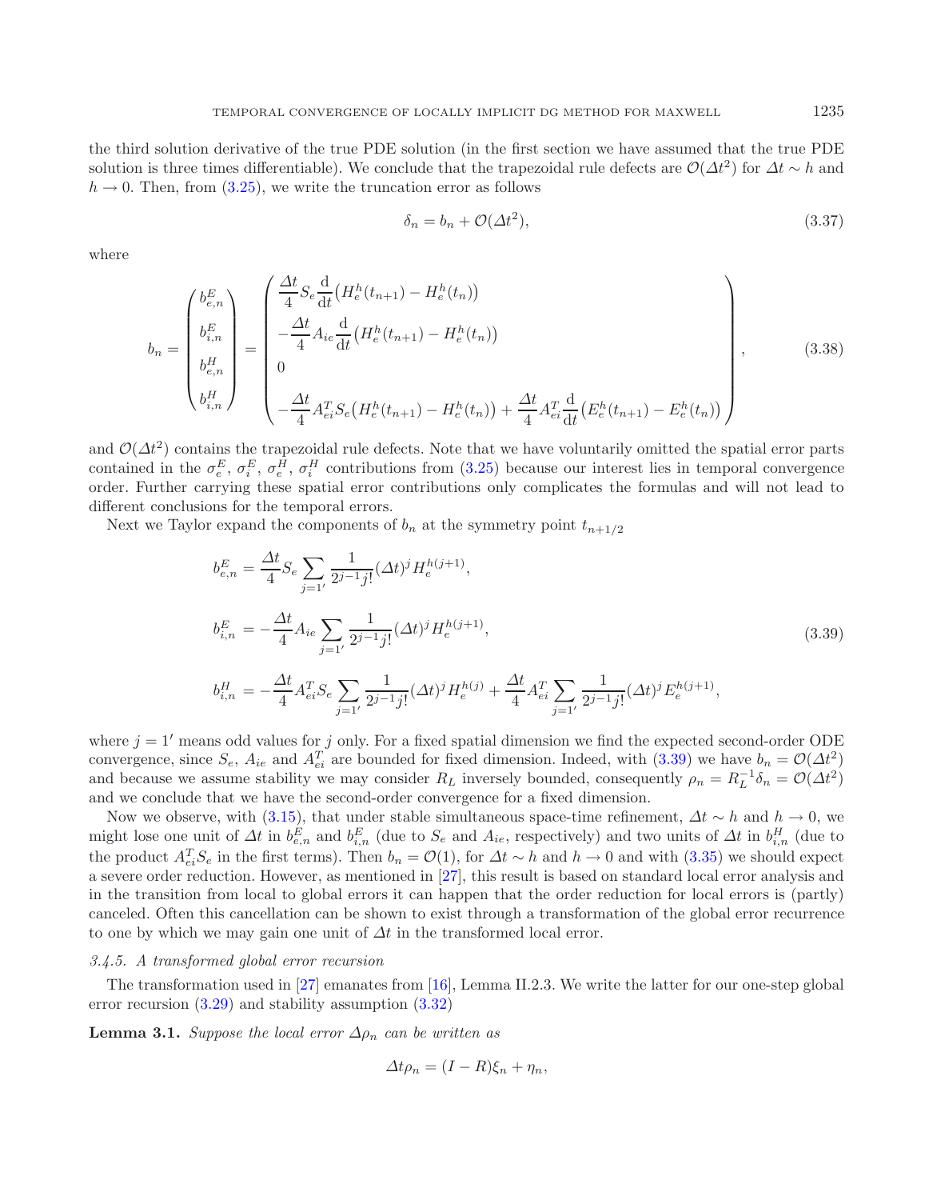the third solution derivative of the true PDE solution (in the first section we have assumed that the true PDE solution is three times differentiable). We conclude that the trapezoidal rule defects are $\mathcal{O}(\Delta t^2)$ for $\Delta t \sim h$ and $h \to 0$. Then, from (3.25), we write the truncation error as follows

$$\delta_n = b_n + \mathcal{O}(\Delta t^2), \tag{3.37}$$

where

$$b_n = \begin{pmatrix} b^E_{e,n} \\ b^E_{i,n} \\ b^H_{e,n} \\ b^H_{i,n} \end{pmatrix} = \begin{pmatrix} \dfrac{\Delta t}{4} S_e \dfrac{\mathrm{d}}{\mathrm{d}t}\big(H^h_e(t_{n+1}) - H^h_e(t_n)\big) \\ -\dfrac{\Delta t}{4} A_{ie} \dfrac{\mathrm{d}}{\mathrm{d}t}\big(H^h_e(t_{n+1}) - H^h_e(t_n)\big) \\ 0 \\ -\dfrac{\Delta t}{4} A^T_{ei} S_e \big(H^h_e(t_{n+1}) - H^h_e(t_n)\big) + \dfrac{\Delta t}{4} A^T_{ei} \dfrac{\mathrm{d}}{\mathrm{d}t}\big(E^h_e(t_{n+1}) - E^h_e(t_n)\big) \end{pmatrix}, \tag{3.38}$$

and $\mathcal{O}(\Delta t^2)$ contains the trapezoidal rule defects. Note that we have voluntarily omitted the spatial error parts contained in the $\sigma^E_e$, $\sigma^E_i$, $\sigma^H_e$, $\sigma^H_i$ contributions from (3.25) because our interest lies in temporal convergence order. Further carrying these spatial error contributions only complicates the formulas and will not lead to different conclusions for the temporal errors.

Next we Taylor expand the components of $b_n$ at the symmetry point $t_{n+1/2}$

$$\begin{aligned}
b^E_{e,n} &= \frac{\Delta t}{4} S_e \sum_{j=1'} \frac{1}{2^{j-1} j!} (\Delta t)^j H^{h(j+1)}_e, \\
b^E_{i,n} &= -\frac{\Delta t}{4} A_{ie} \sum_{j=1'} \frac{1}{2^{j-1} j!} (\Delta t)^j H^{h(j+1)}_e, \\
b^H_{i,n} &= -\frac{\Delta t}{4} A^T_{ei} S_e \sum_{j=1'} \frac{1}{2^{j-1} j!} (\Delta t)^j H^{h(j)}_e + \frac{\Delta t}{4} A^T_{ei} \sum_{j=1'} \frac{1}{2^{j-1} j!} (\Delta t)^j E^{h(j+1)}_e,
\end{aligned} \tag{3.39}$$

where $j = 1'$ means odd values for $j$ only. For a fixed spatial dimension we find the expected second-order ODE convergence, since $S_e$, $A_{ie}$ and $A^T_{ei}$ are bounded for fixed dimension. Indeed, with (3.39) we have $b_n = \mathcal{O}(\Delta t^2)$ and because we assume stability we may consider $R_L$ inversely bounded, consequently $\rho_n = R_L^{-1}\delta_n = \mathcal{O}(\Delta t^2)$ and we conclude that we have the second-order convergence for a fixed dimension.

Now we observe, with (3.15), that under stable simultaneous space-time refinement, $\Delta t \sim h$ and $h \to 0$, we might lose one unit of $\Delta t$ in $b^E_{e,n}$ and $b^E_{i,n}$ (due to $S_e$ and $A_{ie}$, respectively) and two units of $\Delta t$ in $b^H_{i,n}$ (due to the product $A^T_{ei} S_e$ in the first terms). Then $b_n = \mathcal{O}(1)$, for $\Delta t \sim h$ and $h \to 0$ and with (3.35) we should expect a severe order reduction. However, as mentioned in [27], this result is based on standard local error analysis and in the transition from local to global errors it can happen that the order reduction for local errors is (partly) canceled. Often this cancellation can be shown to exist through a transformation of the global error recurrence to one by which we may gain one unit of $\Delta t$ in the transformed local error.

### *3.4.5. A transformed global error recursion*

The transformation used in [27] emanates from [16], Lemma II.2.3. We write the latter for our one-step global error recursion (3.29) and stability assumption (3.32)

**Lemma 3.1.** *Suppose the local error $\Delta\rho_n$ can be written as*

$$\Delta t \rho_n = (I - R)\xi_n + \eta_n,$$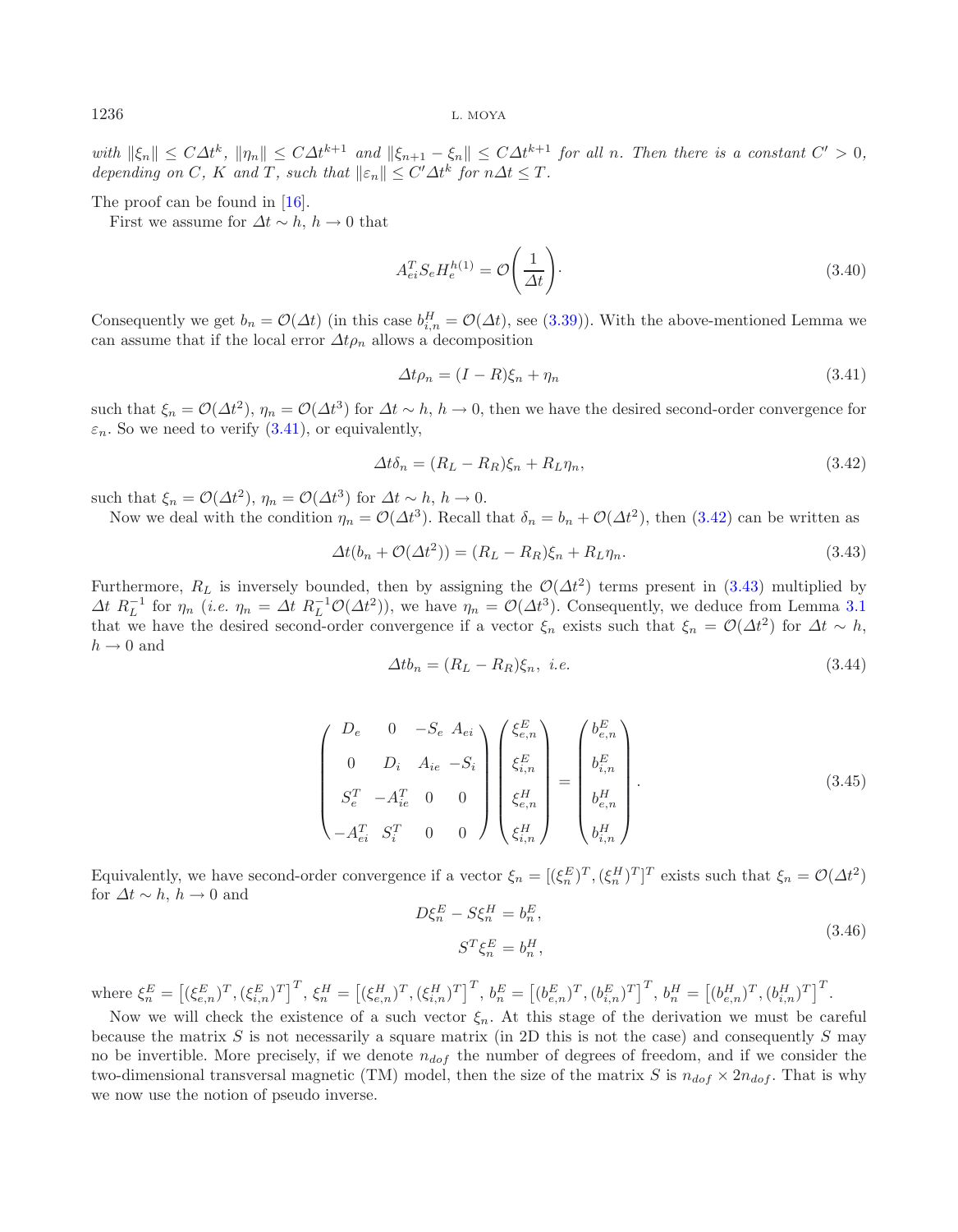*with* $\|\xi_n\| \leq C\Delta t^k$, $\|\eta_n\| \leq C\Delta t^{k+1}$ *and* $\|\xi_{n+1} - \xi_n\| \leq C\Delta t^{k+1}$ *for all* $n$. *Then there is a constant* $C' > 0$, *depending on* $C$, $K$ *and* $T$, *such that* $\|\varepsilon_n\| \leq C'\Delta t^k$ *for* $n\Delta t \leq T$.

The proof can be found in [16].

First we assume for $\Delta t \sim h$, $h \to 0$ that

$$A_{ei}^T S_e H_e^{h(1)} = \mathcal{O}\left(\frac{1}{\Delta t}\right). \tag{3.40}$$

Consequently we get $b_n = \mathcal{O}(\Delta t)$ (in this case $b_{i,n}^H = \mathcal{O}(\Delta t)$, see (3.39)). With the above-mentioned Lemma we can assume that if the local error $\Delta t \rho_n$ allows a decomposition

$$\Delta t \rho_n = (I - R)\xi_n + \eta_n \tag{3.41}$$

such that $\xi_n = \mathcal{O}(\Delta t^2)$, $\eta_n = \mathcal{O}(\Delta t^3)$ for $\Delta t \sim h$, $h \to 0$, then we have the desired second-order convergence for $\varepsilon_n$. So we need to verify (3.41), or equivalently,

$$\Delta t \delta_n = (R_L - R_R)\xi_n + R_L \eta_n, \tag{3.42}$$

such that $\xi_n = \mathcal{O}(\Delta t^2)$, $\eta_n = \mathcal{O}(\Delta t^3)$ for $\Delta t \sim h$, $h \to 0$.

Now we deal with the condition $\eta_n = \mathcal{O}(\Delta t^3)$. Recall that $\delta_n = b_n + \mathcal{O}(\Delta t^2)$, then (3.42) can be written as

$$\Delta t(b_n + \mathcal{O}(\Delta t^2)) = (R_L - R_R)\xi_n + R_L \eta_n. \tag{3.43}$$

Furthermore, $R_L$ is inversely bounded, then by assigning the $\mathcal{O}(\Delta t^2)$ terms present in (3.43) multiplied by $\Delta t \ R_L^{-1}$ for $\eta_n$ (*i.e.* $\eta_n = \Delta t \ R_L^{-1}\mathcal{O}(\Delta t^2)$), we have $\eta_n = \mathcal{O}(\Delta t^3)$. Consequently, we deduce from Lemma 3.1 that we have the desired second-order convergence if a vector $\xi_n$ exists such that $\xi_n = \mathcal{O}(\Delta t^2)$ for $\Delta t \sim h$, $h \to 0$ and

$$\Delta t b_n = (R_L - R_R)\xi_n, \ \ i.e. \tag{3.44}$$

$$\begin{pmatrix} D_e & 0 & -S_e & A_{ei} \\ 0 & D_i & A_{ie} & -S_i \\ S_e^T & -A_{ie}^T & 0 & 0 \\ -A_{ei}^T & S_i^T & 0 & 0 \end{pmatrix} \begin{pmatrix} \xi_{e,n}^E \\ \xi_{i,n}^E \\ \xi_{e,n}^H \\ \xi_{i,n}^H \end{pmatrix} = \begin{pmatrix} b_{e,n}^E \\ b_{i,n}^E \\ b_{e,n}^H \\ b_{i,n}^H \end{pmatrix}. \tag{3.45}$$

Equivalently, we have second-order convergence if a vector $\xi_n = [(\xi_n^E)^T, (\xi_n^H)^T]^T$ exists such that $\xi_n = \mathcal{O}(\Delta t^2)$ for $\Delta t \sim h$, $h \to 0$ and

$$\begin{aligned} D\xi_n^E - S\xi_n^H &= b_n^E, \\ S^T \xi_n^E &= b_n^H, \end{aligned} \tag{3.46}$$

where $\xi_n^E = \left[(\xi_{e,n}^E)^T, (\xi_{i,n}^E)^T\right]^T$, $\xi_n^H = \left[(\xi_{e,n}^H)^T, (\xi_{i,n}^H)^T\right]^T$, $b_n^E = \left[(b_{e,n}^E)^T, (b_{i,n}^E)^T\right]^T$, $b_n^H = \left[(b_{e,n}^H)^T, (b_{i,n}^H)^T\right]^T$.

Now we will check the existence of a such vector $\xi_n$. At this stage of the derivation we must be careful because the matrix $S$ is not necessarily a square matrix (in 2D this is not the case) and consequently $S$ may no be invertible. More precisely, if we denote $n_{dof}$ the number of degrees of freedom, and if we consider the two-dimensional transversal magnetic (TM) model, then the size of the matrix $S$ is $n_{dof} \times 2n_{dof}$. That is why we now use the notion of pseudo inverse.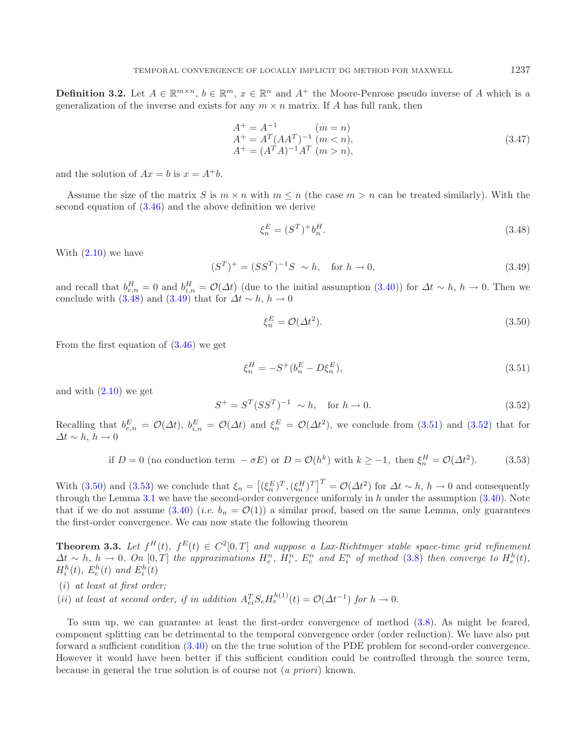**Definition 3.2.** Let $A \in \mathbb{R}^{m\times n}$, $b \in \mathbb{R}^m$, $x \in \mathbb{R}^n$ and $A^+$ the Moore-Penrose pseudo inverse of $A$ which is a generalization of the inverse and exists for any $m \times n$ matrix. If $A$ has full rank, then

$$
\begin{array}{ll}
A^+ = A^{-1} & (m = n) \\
A^+ = A^T(AA^T)^{-1} & (m < n), \\
A^+ = (A^TA)^{-1}A^T & (m > n),
\end{array}
\tag{3.47}
$$

and the solution of $Ax = b$ is $x = A^+b$.

Assume the size of the matrix $S$ is $m \times n$ with $m \leq n$ (the case $m > n$ can be treated similarly). With the second equation of (3.46) and the above definition we derive

$$
\xi_n^E = (S^T)^+ b_n^H. \tag{3.48}
$$

With (2.10) we have

$$
(S^T)^+ = (SS^T)^{-1}S \ \sim h, \quad \text{for } h \to 0, \tag{3.49}
$$

and recall that $b_{e,n}^H = 0$ and $b_{i,n}^H = \mathcal{O}(\Delta t)$ (due to the initial assumption (3.40)) for $\Delta t \sim h$, $h \to 0$. Then we conclude with (3.48) and (3.49) that for $\Delta t \sim h$, $h \to 0$

$$
\xi_n^E = \mathcal{O}(\Delta t^2). \tag{3.50}
$$

From the first equation of (3.46) we get

$$
\xi_n^H = -S^+(b_n^E - D\xi_n^E), \tag{3.51}
$$

and with (2.10) we get

$$
S^+ = S^T(SS^T)^{-1} \ \sim h, \quad \text{for } h \to 0. \tag{3.52}
$$

Recalling that $b_{e,n}^E = \mathcal{O}(\Delta t)$, $b_{i,n}^E = \mathcal{O}(\Delta t)$ and $\xi_n^E = \mathcal{O}(\Delta t^2)$, we conclude from (3.51) and (3.52) that for $\Delta t \sim h$, $h \to 0$

$$
\text{if } D = 0 \text{ (no conduction term } -\sigma E) \text{ or } D = \mathcal{O}(h^k) \text{ with } k \geq -1, \text{ then } \xi_n^H = \mathcal{O}(\Delta t^2). \tag{3.53}
$$

With (3.50) and (3.53) we conclude that $\xi_n = \left[(\xi_n^E)^T, (\xi_n^H)^T\right]^T = \mathcal{O}(\Delta t^2)$ for $\Delta t \sim h$, $h \to 0$ and consequently through the Lemma 3.1 we have the second-order convergence uniformly in $h$ under the assumption (3.40). Note that if we do not assume (3.40) (*i.e.* $b_n = \mathcal{O}(1)$) a similar proof, based on the same Lemma, only guarantees the first-order convergence. We can now state the following theorem

**Theorem 3.3.** *Let $f^H(t)$, $f^E(t) \in C^2[0,T]$ and suppose a Lax-Richtmyer stable space-time grid refinement $\Delta t \sim h$, $h \to 0$. On $[0,T]$ the approximations $H_e^n$, $H_i^n$, $E_e^n$ and $E_i^n$ of method (3.8) then converge to $H_e^h(t)$, $H_i^h(t)$, $E_e^h(t)$ and $E_i^h(t)$*

*(i) at least at first order;*

*(ii) at least at second order, if in addition $A_{ei}^T S_e H_e^{h(1)}(t) = \mathcal{O}(\Delta t^{-1})$ for $h \to 0$.*

To sum up, we can guarantee at least the first-order convergence of method (3.8). As might be feared, component splitting can be detrimental to the temporal convergence order (order reduction). We have also put forward a sufficient condition (3.40) on the the true solution of the PDE problem for second-order convergence. However it would have been better if this sufficient condition could be controlled through the source term, because in general the true solution is of course not (*a priori*) known.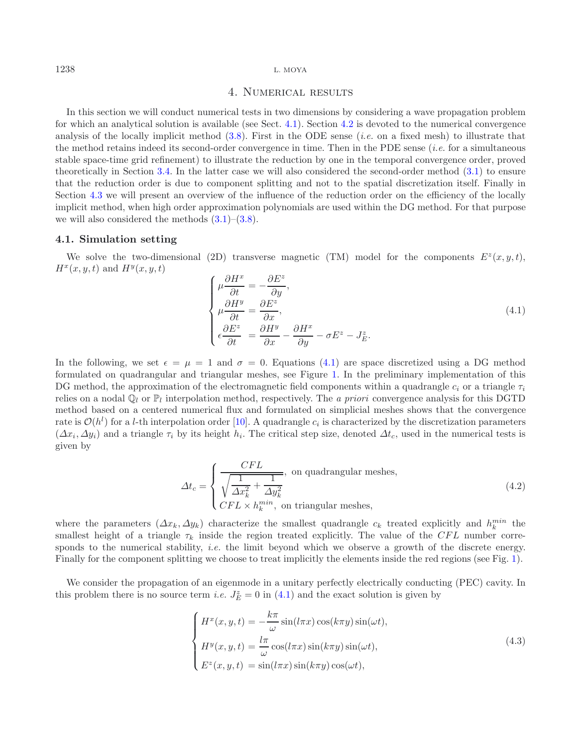## 4. Numerical results

In this section we will conduct numerical tests in two dimensions by considering a wave propagation problem for which an analytical solution is available (see Sect. 4.1). Section 4.2 is devoted to the numerical convergence analysis of the locally implicit method (3.8). First in the ODE sense (*i.e.* on a fixed mesh) to illustrate that the method retains indeed its second-order convergence in time. Then in the PDE sense (*i.e.* for a simultaneous stable space-time grid refinement) to illustrate the reduction by one in the temporal convergence order, proved theoretically in Section 3.4. In the latter case we will also considered the second-order method (3.1) to ensure that the reduction order is due to component splitting and not to the spatial discretization itself. Finally in Section 4.3 we will present an overview of the influence of the reduction order on the efficiency of the locally implicit method, when high order approximation polynomials are used within the DG method. For that purpose we will also considered the methods (3.1)–(3.8).

### 4.1. Simulation setting

We solve the two-dimensional (2D) transverse magnetic (TM) model for the components $E^z(x,y,t)$, $H^x(x,y,t)$ and $H^y(x,y,t)$

$$
\begin{cases}
\mu \dfrac{\partial H^x}{\partial t} = -\dfrac{\partial E^z}{\partial y}, \\
\mu \dfrac{\partial H^y}{\partial t} = \dfrac{\partial E^z}{\partial x}, \\
\epsilon \dfrac{\partial E^z}{\partial t} = \dfrac{\partial H^y}{\partial x} - \dfrac{\partial H^x}{\partial y} - \sigma E^z - J_E^z.
\end{cases}
\tag{4.1}
$$

In the following, we set $\epsilon = \mu = 1$ and $\sigma = 0$. Equations (4.1) are space discretized using a DG method formulated on quadrangular and triangular meshes, see Figure 1. In the preliminary implementation of this DG method, the approximation of the electromagnetic field components within a quadrangle $c_i$ or a triangle $\tau_i$ relies on a nodal $\mathbb{Q}_l$ or $\mathbb{P}_l$ interpolation method, respectively. The *a priori* convergence analysis for this DGTD method based on a centered numerical flux and formulated on simplicial meshes shows that the convergence rate is $\mathcal{O}(h^l)$ for a $l$-th interpolation order [10]. A quadrangle $c_i$ is characterized by the discretization parameters $(\Delta x_i, \Delta y_i)$ and a triangle $\tau_i$ by its height $h_i$. The critical step size, denoted $\Delta t_c$, used in the numerical tests is given by

$$
\Delta t_c = \begin{cases}
\dfrac{CFL}{\sqrt{\dfrac{1}{\Delta x_k^2} + \dfrac{1}{\Delta y_k^2}}}, & \text{on quadrangular meshes,} \\
CFL \times h_k^{min}, & \text{on triangular meshes,}
\end{cases}
\tag{4.2}
$$

where the parameters $(\Delta x_k, \Delta y_k)$ characterize the smallest quadrangle $c_k$ treated explicitly and $h_k^{min}$ the smallest height of a triangle $\tau_k$ inside the region treated explicitly. The value of the $CFL$ number corresponds to the numerical stability, *i.e.* the limit beyond which we observe a growth of the discrete energy. Finally for the component splitting we choose to treat implicitly the elements inside the red regions (see Fig. 1).

We consider the propagation of an eigenmode in a unitary perfectly electrically conducting (PEC) cavity. In this problem there is no source term *i.e.* $J_E^z = 0$ in (4.1) and the exact solution is given by

$$
\begin{cases}
H^x(x,y,t) = -\dfrac{k\pi}{\omega} \sin(l\pi x)\cos(k\pi y)\sin(\omega t), \\
H^y(x,y,t) = \dfrac{l\pi}{\omega} \cos(l\pi x)\sin(k\pi y)\sin(\omega t), \\
E^z(x,y,t) = \sin(l\pi x)\sin(k\pi y)\cos(\omega t),
\end{cases}
\tag{4.3}
$$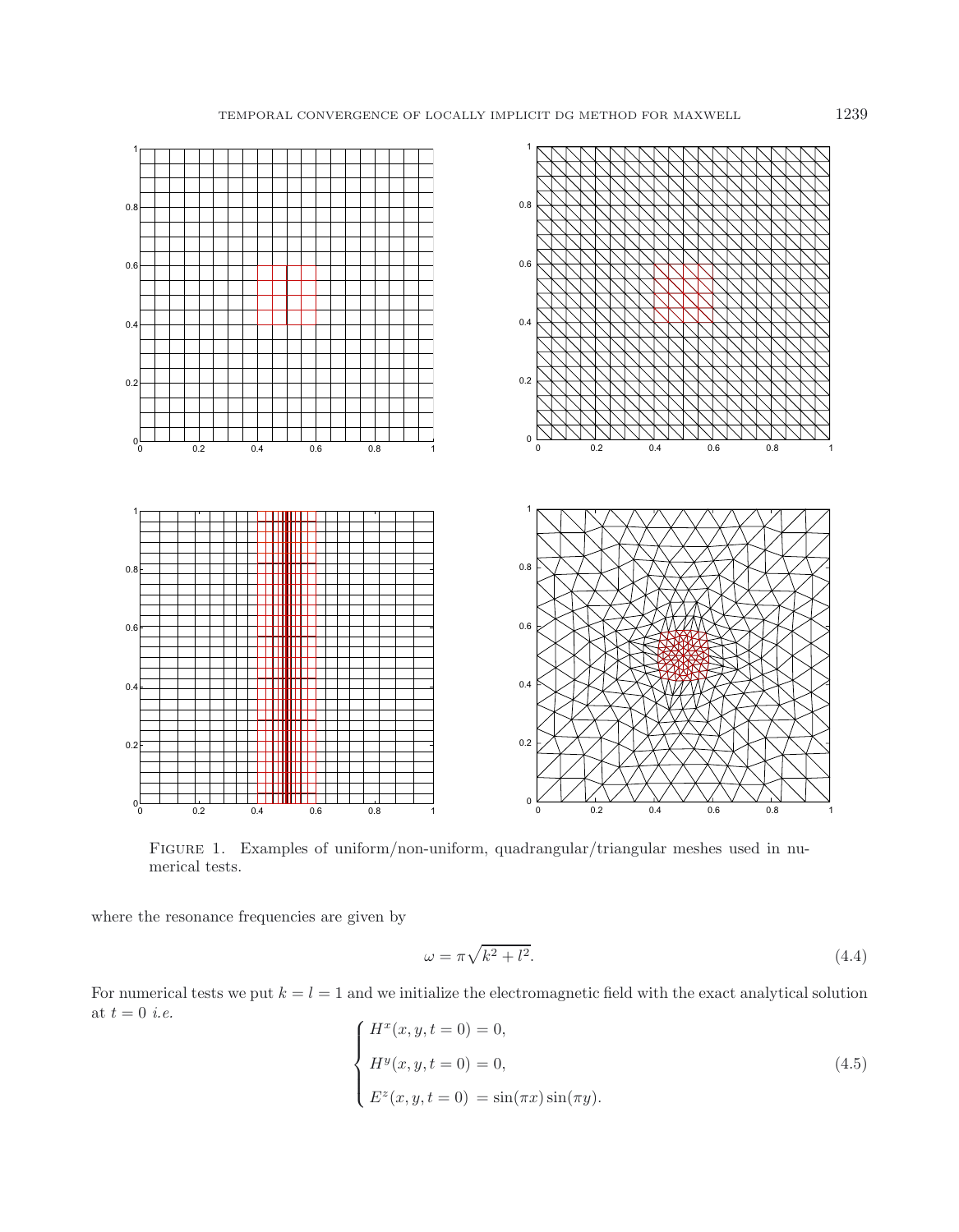FIGURE 1. Examples of uniform/non-uniform, quadrangular/triangular meshes used in numerical tests.

where the resonance frequencies are given by

$$\omega = \pi\sqrt{k^2 + l^2}. \tag{4.4}$$

For numerical tests we put $k = l = 1$ and we initialize the electromagnetic field with the exact analytical solution at $t = 0$ *i.e.*

$$\begin{cases} H^x(x, y, t = 0) = 0, \\ H^y(x, y, t = 0) = 0, \\ E^z(x, y, t = 0) = \sin(\pi x)\sin(\pi y). \end{cases} \tag{4.5}$$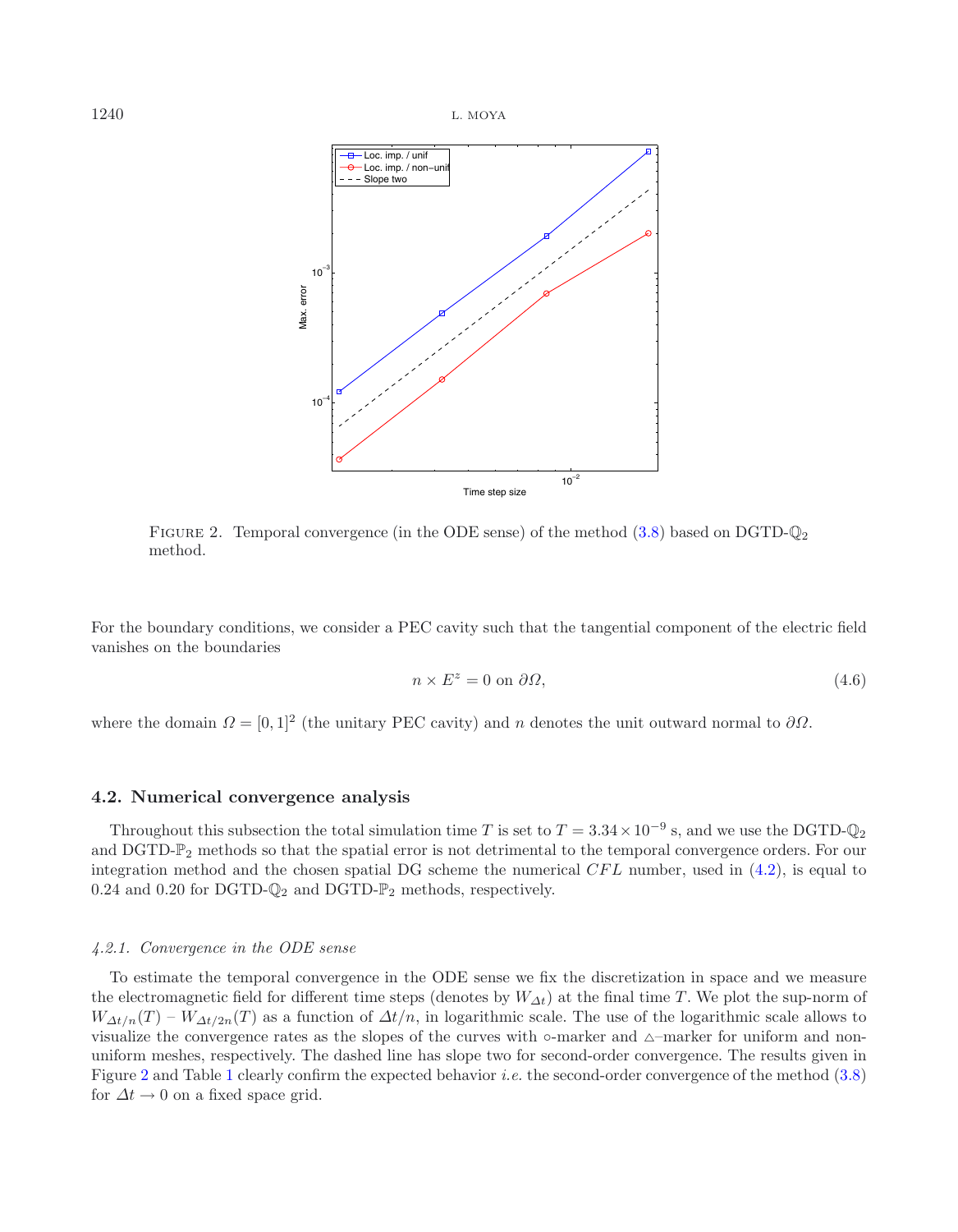FIGURE 2. Temporal convergence (in the ODE sense) of the method (3.8) based on DGTD-$\mathbb{Q}_2$ method.

For the boundary conditions, we consider a PEC cavity such that the tangential component of the electric field vanishes on the boundaries

$$n \times E^z = 0 \text{ on } \partial\Omega, \tag{4.6}$$

where the domain $\Omega = [0, 1]^2$ (the unitary PEC cavity) and $n$ denotes the unit outward normal to $\partial\Omega$.

### 4.2. Numerical convergence analysis

Throughout this subsection the total simulation time $T$ is set to $T = 3.34 \times 10^{-9}$ s, and we use the DGTD-$\mathbb{Q}_2$ and DGTD-$\mathbb{P}_2$ methods so that the spatial error is not detrimental to the temporal convergence orders. For our integration method and the chosen spatial DG scheme the numerical $CFL$ number, used in (4.2), is equal to 0.24 and 0.20 for DGTD-$\mathbb{Q}_2$ and DGTD-$\mathbb{P}_2$ methods, respectively.

#### *4.2.1. Convergence in the ODE sense*

To estimate the temporal convergence in the ODE sense we fix the discretization in space and we measure the electromagnetic field for different time steps (denotes by $W_{\Delta t}$) at the final time $T$. We plot the sup-norm of $W_{\Delta t/n}(T) - W_{\Delta t/2n}(T)$ as a function of $\Delta t/n$, in logarithmic scale. The use of the logarithmic scale allows to visualize the convergence rates as the slopes of the curves with ∘-marker and △–marker for uniform and non-uniform meshes, respectively. The dashed line has slope two for second-order convergence. The results given in Figure 2 and Table 1 clearly confirm the expected behavior *i.e.* the second-order convergence of the method (3.8) for $\Delta t \to 0$ on a fixed space grid.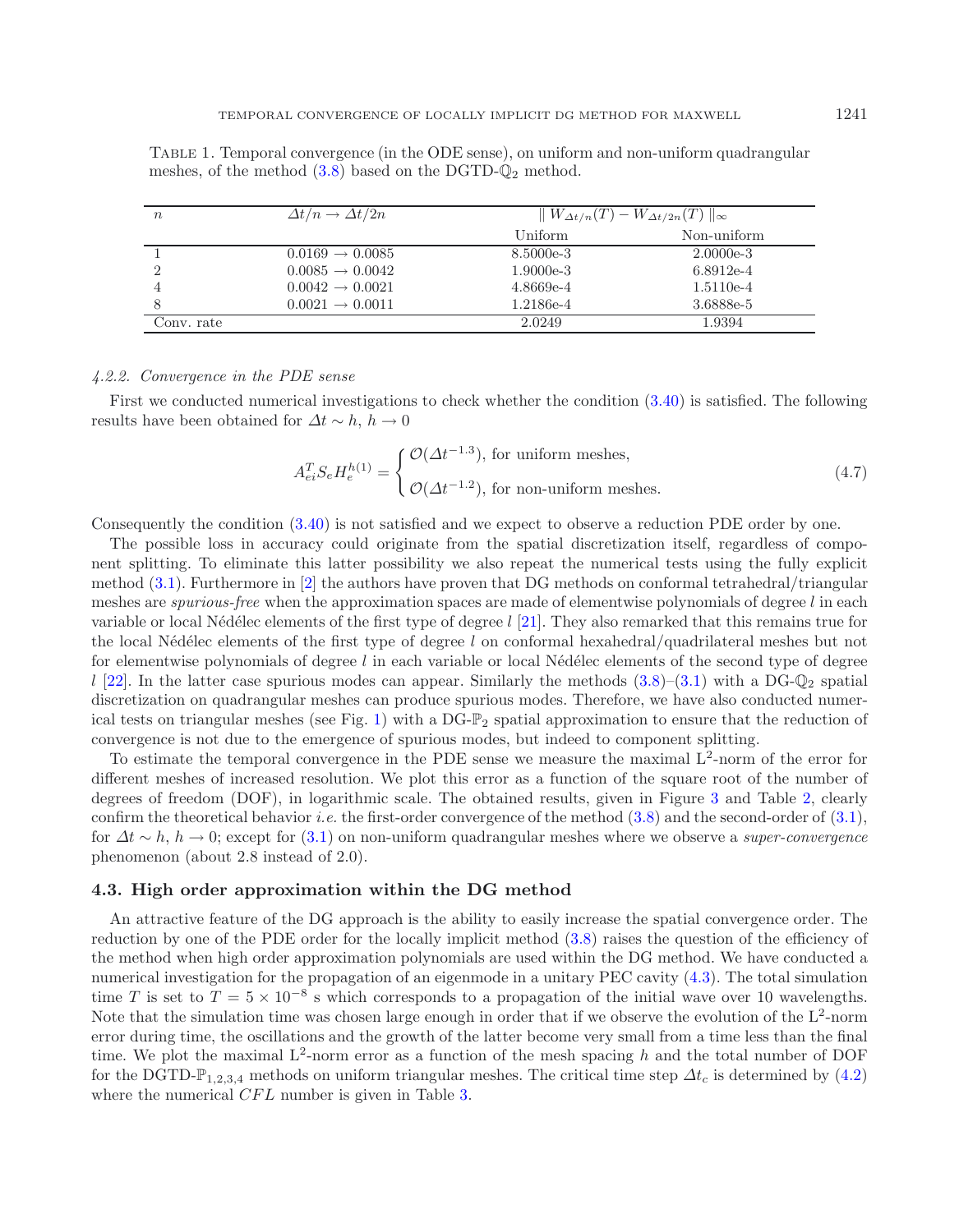Table 1. Temporal convergence (in the ODE sense), on uniform and non-uniform quadrangular meshes, of the method (3.8) based on the DGTD-$\mathbb{Q}_2$ method.

| $n$ | $\Delta t/n \rightarrow \Delta t/2n$ | $\parallel W_{\Delta t/n}(T) - W_{\Delta t/2n}(T) \parallel_\infty$ | |
|---|---|---|---|
| | | Uniform | Non-uniform |
| 1 | $0.0169 \rightarrow 0.0085$ | 8.5000e-3 | 2.0000e-3 |
| 2 | $0.0085 \rightarrow 0.0042$ | 1.9000e-3 | 6.8912e-4 |
| 4 | $0.0042 \rightarrow 0.0021$ | 4.8669e-4 | 1.5110e-4 |
| 8 | $0.0021 \rightarrow 0.0011$ | 1.2186e-4 | 3.6888e-5 |
| Conv. rate | | 2.0249 | 1.9394 |

### *4.2.2. Convergence in the PDE sense*

First we conducted numerical investigations to check whether the condition (3.40) is satisfied. The following results have been obtained for $\Delta t \sim h$, $h \rightarrow 0$

$$A_{ei}^T S_e H_e^{h(1)} = \begin{cases} \mathcal{O}(\Delta t^{-1.3}), \text{ for uniform meshes,} \\ \mathcal{O}(\Delta t^{-1.2}), \text{ for non-uniform meshes.} \end{cases} \tag{4.7}$$

Consequently the condition (3.40) is not satisfied and we expect to observe a reduction PDE order by one.

The possible loss in accuracy could originate from the spatial discretization itself, regardless of component splitting. To eliminate this latter possibility we also repeat the numerical tests using the fully explicit method (3.1). Furthermore in [2] the authors have proven that DG methods on conformal tetrahedral/triangular meshes are *spurious-free* when the approximation spaces are made of elementwise polynomials of degree $l$ in each variable or local Nédélec elements of the first type of degree $l$ [21]. They also remarked that this remains true for the local Nédélec elements of the first type of degree $l$ on conformal hexahedral/quadrilateral meshes but not for elementwise polynomials of degree $l$ in each variable or local Nédélec elements of the second type of degree $l$ [22]. In the latter case spurious modes can appear. Similarly the methods (3.8)–(3.1) with a DG-$\mathbb{Q}_2$ spatial discretization on quadrangular meshes can produce spurious modes. Therefore, we have also conducted numerical tests on triangular meshes (see Fig. 1) with a DG-$\mathbb{P}_2$ spatial approximation to ensure that the reduction of convergence is not due to the emergence of spurious modes, but indeed to component splitting.

To estimate the temporal convergence in the PDE sense we measure the maximal $L^2$-norm of the error for different meshes of increased resolution. We plot this error as a function of the square root of the number of degrees of freedom (DOF), in logarithmic scale. The obtained results, given in Figure 3 and Table 2, clearly confirm the theoretical behavior *i.e.* the first-order convergence of the method (3.8) and the second-order of (3.1), for $\Delta t \sim h$, $h \rightarrow 0$; except for (3.1) on non-uniform quadrangular meshes where we observe a *super-convergence* phenomenon (about 2.8 instead of 2.0).

### 4.3. High order approximation within the DG method

An attractive feature of the DG approach is the ability to easily increase the spatial convergence order. The reduction by one of the PDE order for the locally implicit method (3.8) raises the question of the efficiency of the method when high order approximation polynomials are used within the DG method. We have conducted a numerical investigation for the propagation of an eigenmode in a unitary PEC cavity (4.3). The total simulation time $T$ is set to $T = 5 \times 10^{-8}$ s which corresponds to a propagation of the initial wave over 10 wavelengths. Note that the simulation time was chosen large enough in order that if we observe the evolution of the $L^2$-norm error during time, the oscillations and the growth of the latter become very small from a time less than the final time. We plot the maximal $L^2$-norm error as a function of the mesh spacing $h$ and the total number of DOF for the DGTD-$\mathbb{P}_{1,2,3,4}$ methods on uniform triangular meshes. The critical time step $\Delta t_c$ is determined by (4.2) where the numerical $CFL$ number is given in Table 3.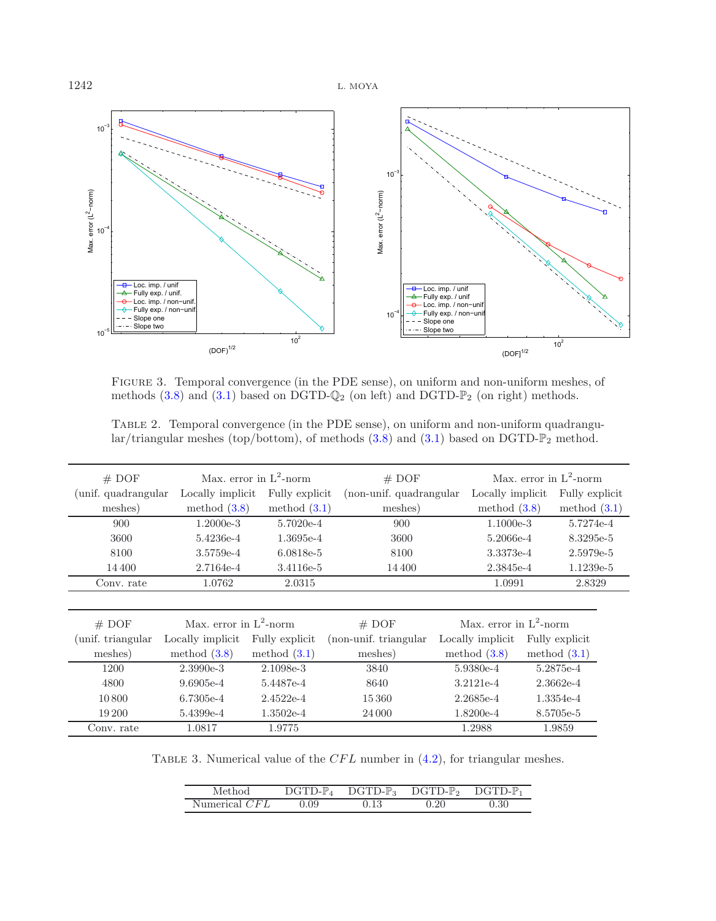Figure 3. Temporal convergence (in the PDE sense), on uniform and non-uniform meshes, of methods (3.8) and (3.1) based on DGTD-$\mathbb{Q}_2$ (on left) and DGTD-$\mathbb{P}_2$ (on right) methods.

Table 2. Temporal convergence (in the PDE sense), on uniform and non-uniform quadrangular/triangular meshes (top/bottom), of methods (3.8) and (3.1) based on DGTD-$\mathbb{P}_2$ method.

| # DOF (unif. quadrangular meshes) | Max. error in $L^2$-norm Locally implicit method (3.8) | Max. error in $L^2$-norm Fully explicit method (3.1) | # DOF (non-unif. quadrangular meshes) | Max. error in $L^2$-norm Locally implicit method (3.8) | Max. error in $L^2$-norm Fully explicit method (3.1) |
|---|---|---|---|---|---|
| 900 | 1.2000e-3 | 5.7020e-4 | 900 | 1.1000e-3 | 5.7274e-4 |
| 3600 | 5.4236e-4 | 1.3695e-4 | 3600 | 5.2066e-4 | 8.3295e-5 |
| 8100 | 3.5759e-4 | 6.0818e-5 | 8100 | 3.3373e-4 | 2.5979e-5 |
| 14 400 | 2.7164e-4 | 3.4116e-5 | 14 400 | 2.3845e-4 | 1.1239e-5 |
| Conv. rate | 1.0762 | 2.0315 | | 1.0991 | 2.8329 |

| # DOF (unif. triangular meshes) | Max. error in $L^2$-norm Locally implicit method (3.8) | Max. error in $L^2$-norm Fully explicit method (3.1) | # DOF (non-unif. triangular meshes) | Max. error in $L^2$-norm Locally implicit method (3.8) | Max. error in $L^2$-norm Fully explicit method (3.1) |
|---|---|---|---|---|---|
| 1200 | 2.3990e-3 | 2.1098e-3 | 3840 | 5.9380e-4 | 5.2875e-4 |
| 4800 | 9.6905e-4 | 5.4487e-4 | 8640 | 3.2121e-4 | 2.3662e-4 |
| 10 800 | 6.7305e-4 | 2.4522e-4 | 15 360 | 2.2685e-4 | 1.3354e-4 |
| 19 200 | 5.4399e-4 | 1.3502e-4 | 24 000 | 1.8200e-4 | 8.5705e-5 |
| Conv. rate | 1.0817 | 1.9775 | | 1.2988 | 1.9859 |

Table 3. Numerical value of the $CFL$ number in (4.2), for triangular meshes.

| Method | DGTD-$\mathbb{P}_4$ | DGTD-$\mathbb{P}_3$ | DGTD-$\mathbb{P}_2$ | DGTD-$\mathbb{P}_1$ |
|---|---|---|---|---|
| Numerical $CFL$ | 0.09 | 0.13 | 0.20 | 0.30 |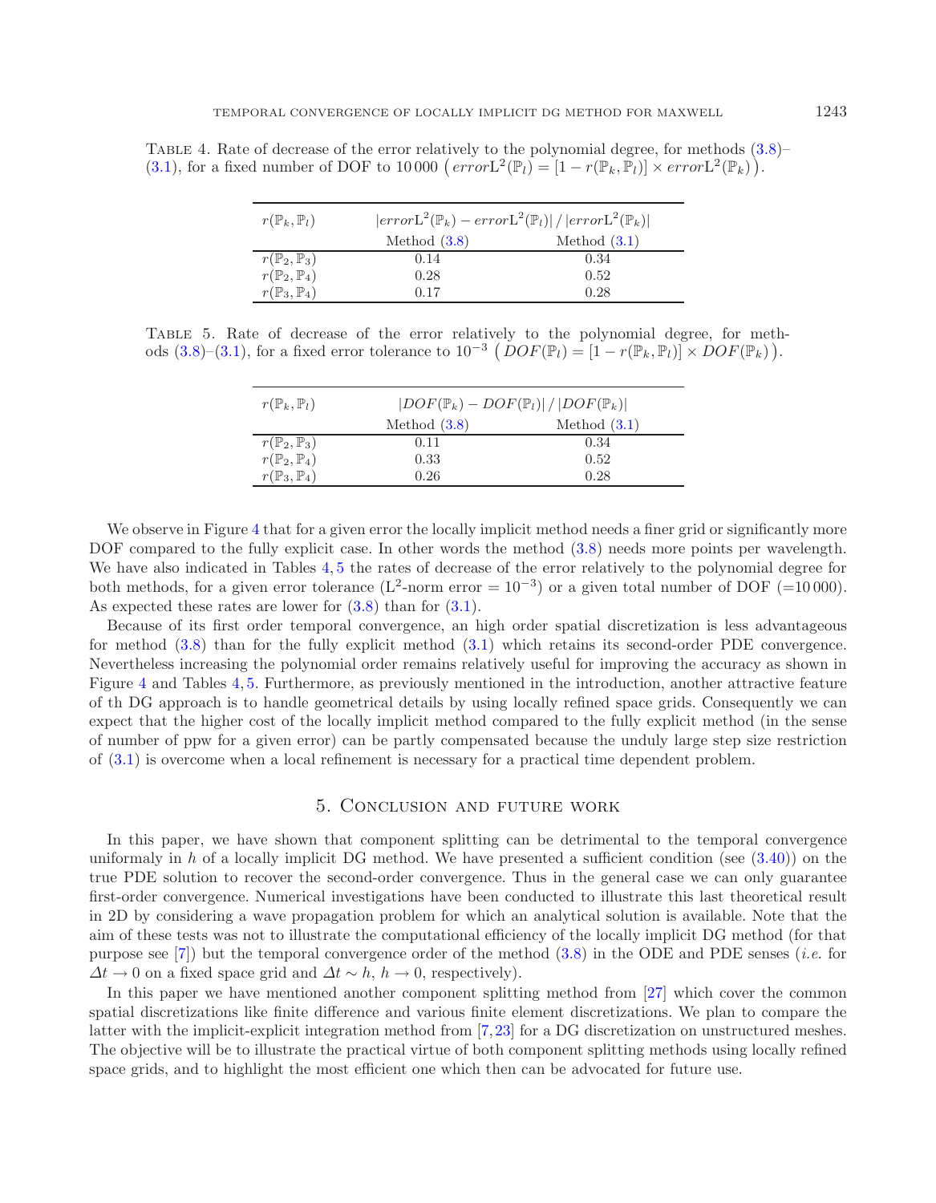Table 4. Rate of decrease of the error relatively to the polynomial degree, for methods (3.8)–(3.1), for a fixed number of DOF to 10 000 $\left(error\mathrm{L}^2(\mathbb{P}_l) = [1 - r(\mathbb{P}_k, \mathbb{P}_l)] \times error\mathrm{L}^2(\mathbb{P}_k)\right)$.

| $r(\mathbb{P}_k, \mathbb{P}_l)$ | $\lvert error\mathrm{L}^2(\mathbb{P}_k) - error\mathrm{L}^2(\mathbb{P}_l)\rvert \,/\, \lvert error\mathrm{L}^2(\mathbb{P}_k)\rvert$ | |
|---|---|---|
| | Method (3.8) | Method (3.1) |
| $r(\mathbb{P}_2, \mathbb{P}_3)$ | 0.14 | 0.34 |
| $r(\mathbb{P}_2, \mathbb{P}_4)$ | 0.28 | 0.52 |
| $r(\mathbb{P}_3, \mathbb{P}_4)$ | 0.17 | 0.28 |

Table 5. Rate of decrease of the error relatively to the polynomial degree, for methods (3.8)–(3.1), for a fixed error tolerance to $10^{-3}$ $\left(DOF(\mathbb{P}_l) = [1 - r(\mathbb{P}_k, \mathbb{P}_l)] \times DOF(\mathbb{P}_k)\right)$.

| $r(\mathbb{P}_k, \mathbb{P}_l)$ | $\lvert DOF(\mathbb{P}_k) - DOF(\mathbb{P}_l)\rvert \,/\, \lvert DOF(\mathbb{P}_k)\rvert$ | |
|---|---|---|
| | Method (3.8) | Method (3.1) |
| $r(\mathbb{P}_2, \mathbb{P}_3)$ | 0.11 | 0.34 |
| $r(\mathbb{P}_2, \mathbb{P}_4)$ | 0.33 | 0.52 |
| $r(\mathbb{P}_3, \mathbb{P}_4)$ | 0.26 | 0.28 |

We observe in Figure 4 that for a given error the locally implicit method needs a finer grid or significantly more DOF compared to the fully explicit case. In other words the method (3.8) needs more points per wavelength. We have also indicated in Tables 4, 5 the rates of decrease of the error relatively to the polynomial degree for both methods, for a given error tolerance ($\mathrm{L}^2$-norm error $= 10^{-3}$) or a given total number of DOF ($=$10 000). As expected these rates are lower for (3.8) than for (3.1).

Because of its first order temporal convergence, an high order spatial discretization is less advantageous for method (3.8) than for the fully explicit method (3.1) which retains its second-order PDE convergence. Nevertheless increasing the polynomial order remains relatively useful for improving the accuracy as shown in Figure 4 and Tables 4, 5. Furthermore, as previously mentioned in the introduction, another attractive feature of th DG approach is to handle geometrical details by using locally refined space grids. Consequently we can expect that the higher cost of the locally implicit method compared to the fully explicit method (in the sense of number of ppw for a given error) can be partly compensated because the unduly large step size restriction of (3.1) is overcome when a local refinement is necessary for a practical time dependent problem.

## 5. Conclusion and future work

In this paper, we have shown that component splitting can be detrimental to the temporal convergence uniformaly in $h$ of a locally implicit DG method. We have presented a sufficient condition (see (3.40)) on the true PDE solution to recover the second-order convergence. Thus in the general case we can only guarantee first-order convergence. Numerical investigations have been conducted to illustrate this last theoretical result in 2D by considering a wave propagation problem for which an analytical solution is available. Note that the aim of these tests was not to illustrate the computational efficiency of the locally implicit DG method (for that purpose see [7]) but the temporal convergence order of the method (3.8) in the ODE and PDE senses (*i.e.* for $\Delta t \to 0$ on a fixed space grid and $\Delta t \sim h$, $h \to 0$, respectively).

In this paper we have mentioned another component splitting method from [27] which cover the common spatial discretizations like finite difference and various finite element discretizations. We plan to compare the latter with the implicit-explicit integration method from [7,23] for a DG discretization on unstructured meshes. The objective will be to illustrate the practical virtue of both component splitting methods using locally refined space grids, and to highlight the most efficient one which then can be advocated for future use.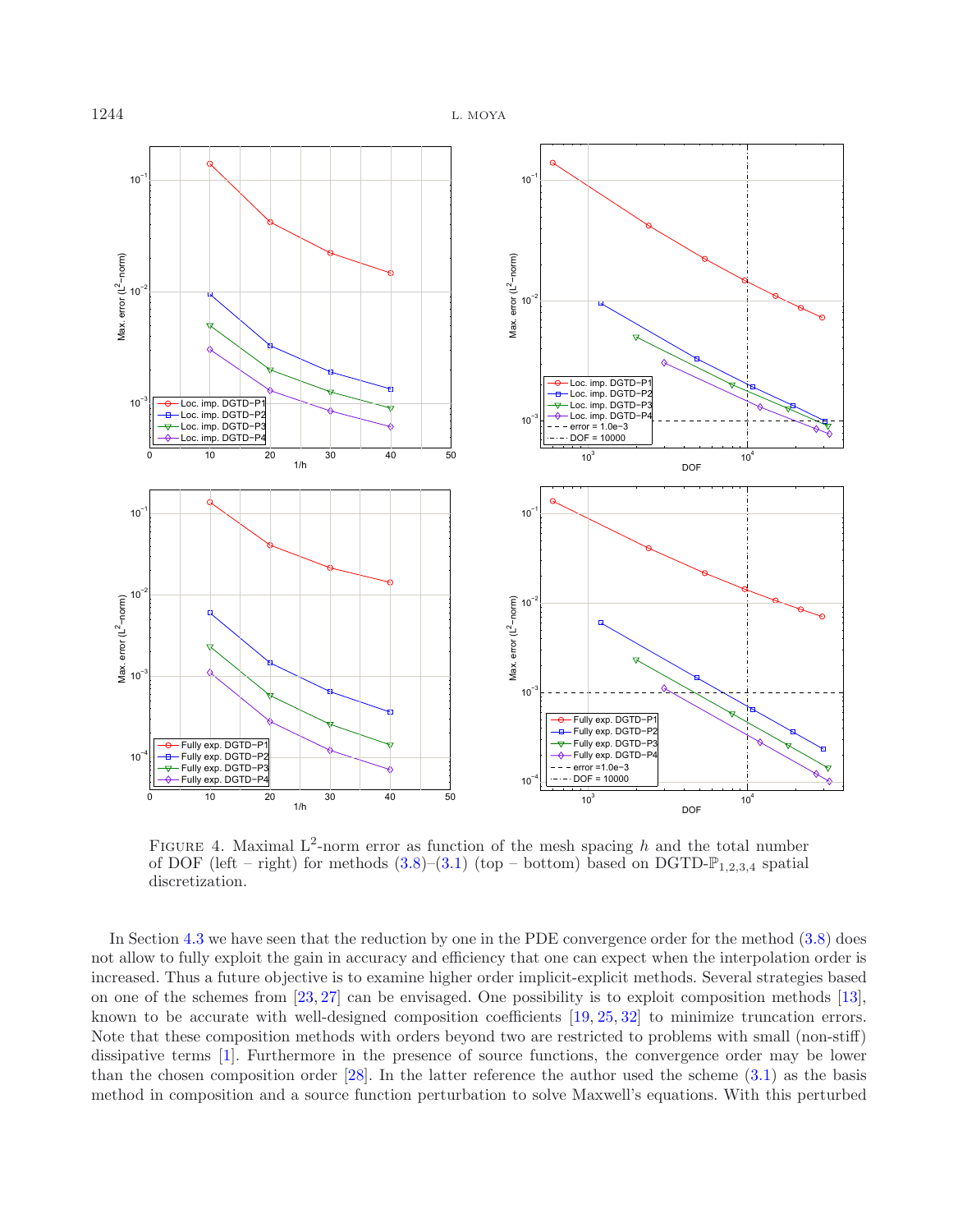FIGURE 4. Maximal $L^2$-norm error as function of the mesh spacing $h$ and the total number of DOF (left – right) for methods (3.8)–(3.1) (top – bottom) based on DGTD-$\mathbb{P}_{1,2,3,4}$ spatial discretization.

In Section 4.3 we have seen that the reduction by one in the PDE convergence order for the method (3.8) does not allow to fully exploit the gain in accuracy and efficiency that one can expect when the interpolation order is increased. Thus a future objective is to examine higher order implicit-explicit methods. Several strategies based on one of the schemes from [23, 27] can be envisaged. One possibility is to exploit composition methods [13], known to be accurate with well-designed composition coefficients [19, 25, 32] to minimize truncation errors. Note that these composition methods with orders beyond two are restricted to problems with small (non-stiff) dissipative terms [1]. Furthermore in the presence of source functions, the convergence order may be lower than the chosen composition order [28]. In the latter reference the author used the scheme (3.1) as the basis method in composition and a source function perturbation to solve Maxwell's equations. With this perturbed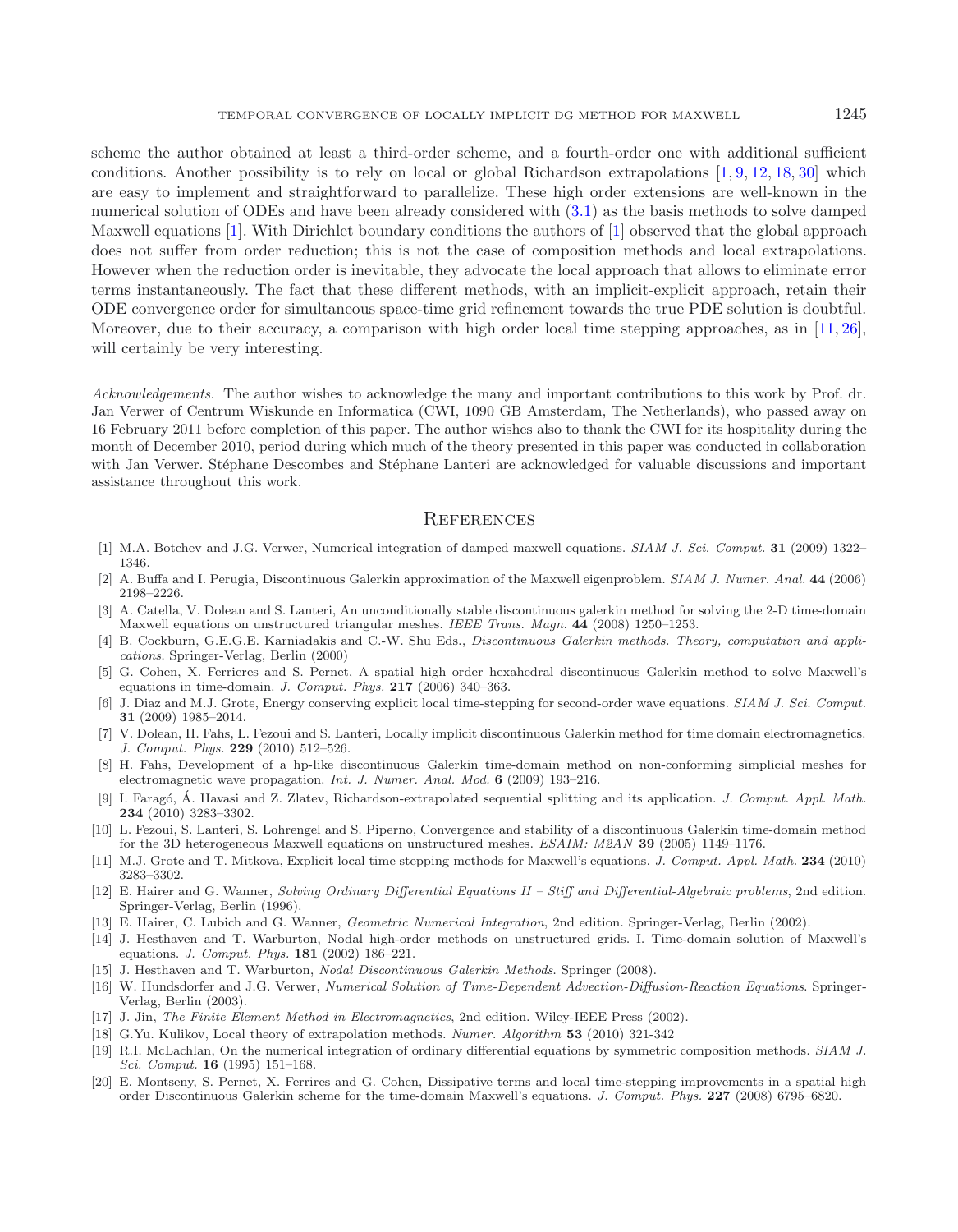scheme the author obtained at least a third-order scheme, and a fourth-order one with additional sufficient conditions. Another possibility is to rely on local or global Richardson extrapolations [1, 9, 12, 18, 30] which are easy to implement and straightforward to parallelize. These high order extensions are well-known in the numerical solution of ODEs and have been already considered with (3.1) as the basis methods to solve damped Maxwell equations [1]. With Dirichlet boundary conditions the authors of [1] observed that the global approach does not suffer from order reduction; this is not the case of composition methods and local extrapolations. However when the reduction order is inevitable, they advocate the local approach that allows to eliminate error terms instantaneously. The fact that these different methods, with an implicit-explicit approach, retain their ODE convergence order for simultaneous space-time grid refinement towards the true PDE solution is doubtful. Moreover, due to their accuracy, a comparison with high order local time stepping approaches, as in [11, 26], will certainly be very interesting.

*Acknowledgements.* The author wishes to acknowledge the many and important contributions to this work by Prof. dr. Jan Verwer of Centrum Wiskunde en Informatica (CWI, 1090 GB Amsterdam, The Netherlands), who passed away on 16 February 2011 before completion of this paper. The author wishes also to thank the CWI for its hospitality during the month of December 2010, period during which much of the theory presented in this paper was conducted in collaboration with Jan Verwer. Stéphane Descombes and Stéphane Lanteri are acknowledged for valuable discussions and important assistance throughout this work.

## References

[1] M.A. Botchev and J.G. Verwer, Numerical integration of damped maxwell equations. *SIAM J. Sci. Comput.* **31** (2009) 1322–1346.

[2] A. Buffa and I. Perugia, Discontinuous Galerkin approximation of the Maxwell eigenproblem. *SIAM J. Numer. Anal.* **44** (2006) 2198–2226.

[3] A. Catella, V. Dolean and S. Lanteri, An unconditionally stable discontinuous galerkin method for solving the 2-D time-domain Maxwell equations on unstructured triangular meshes. *IEEE Trans. Magn.* **44** (2008) 1250–1253.

[4] B. Cockburn, G.E.G.E. Karniadakis and C.-W. Shu Eds., *Discontinuous Galerkin methods. Theory, computation and applications.* Springer-Verlag, Berlin (2000)

[5] G. Cohen, X. Ferrieres and S. Pernet, A spatial high order hexahedral discontinuous Galerkin method to solve Maxwell's equations in time-domain. *J. Comput. Phys.* **217** (2006) 340–363.

[6] J. Diaz and M.J. Grote, Energy conserving explicit local time-stepping for second-order wave equations. *SIAM J. Sci. Comput.* **31** (2009) 1985–2014.

[7] V. Dolean, H. Fahs, L. Fezoui and S. Lanteri, Locally implicit discontinuous Galerkin method for time domain electromagnetics. *J. Comput. Phys.* **229** (2010) 512–526.

[8] H. Fahs, Development of a hp-like discontinuous Galerkin time-domain method on non-conforming simplicial meshes for electromagnetic wave propagation. *Int. J. Numer. Anal. Mod.* **6** (2009) 193–216.

[9] I. Faragó, Á. Havasi and Z. Zlatev, Richardson-extrapolated sequential splitting and its application. *J. Comput. Appl. Math.* **234** (2010) 3283–3302.

[10] L. Fezoui, S. Lanteri, S. Lohrengel and S. Piperno, Convergence and stability of a discontinuous Galerkin time-domain method for the 3D heterogeneous Maxwell equations on unstructured meshes. *ESAIM: M2AN* **39** (2005) 1149–1176.

[11] M.J. Grote and T. Mitkova, Explicit local time stepping methods for Maxwell's equations. *J. Comput. Appl. Math.* **234** (2010) 3283–3302.

[12] E. Hairer and G. Wanner, *Solving Ordinary Differential Equations II – Stiff and Differential-Algebraic problems*, 2nd edition. Springer-Verlag, Berlin (1996).

[13] E. Hairer, C. Lubich and G. Wanner, *Geometric Numerical Integration*, 2nd edition. Springer-Verlag, Berlin (2002).

[14] J. Hesthaven and T. Warburton, Nodal high-order methods on unstructured grids. I. Time-domain solution of Maxwell's equations. *J. Comput. Phys.* **181** (2002) 186–221.

[15] J. Hesthaven and T. Warburton, *Nodal Discontinuous Galerkin Methods*. Springer (2008).

[16] W. Hundsdorfer and J.G. Verwer, *Numerical Solution of Time-Dependent Advection-Diffusion-Reaction Equations*. Springer-Verlag, Berlin (2003).

[17] J. Jin, *The Finite Element Method in Electromagnetics*, 2nd edition. Wiley-IEEE Press (2002).

[18] G.Yu. Kulikov, Local theory of extrapolation methods. *Numer. Algorithm* **53** (2010) 321-342

[19] R.I. McLachlan, On the numerical integration of ordinary differential equations by symmetric composition methods. *SIAM J. Sci. Comput.* **16** (1995) 151–168.

[20] E. Montseny, S. Pernet, X. Ferrires and G. Cohen, Dissipative terms and local time-stepping improvements in a spatial high order Discontinuous Galerkin scheme for the time-domain Maxwell's equations. *J. Comput. Phys.* **227** (2008) 6795–6820.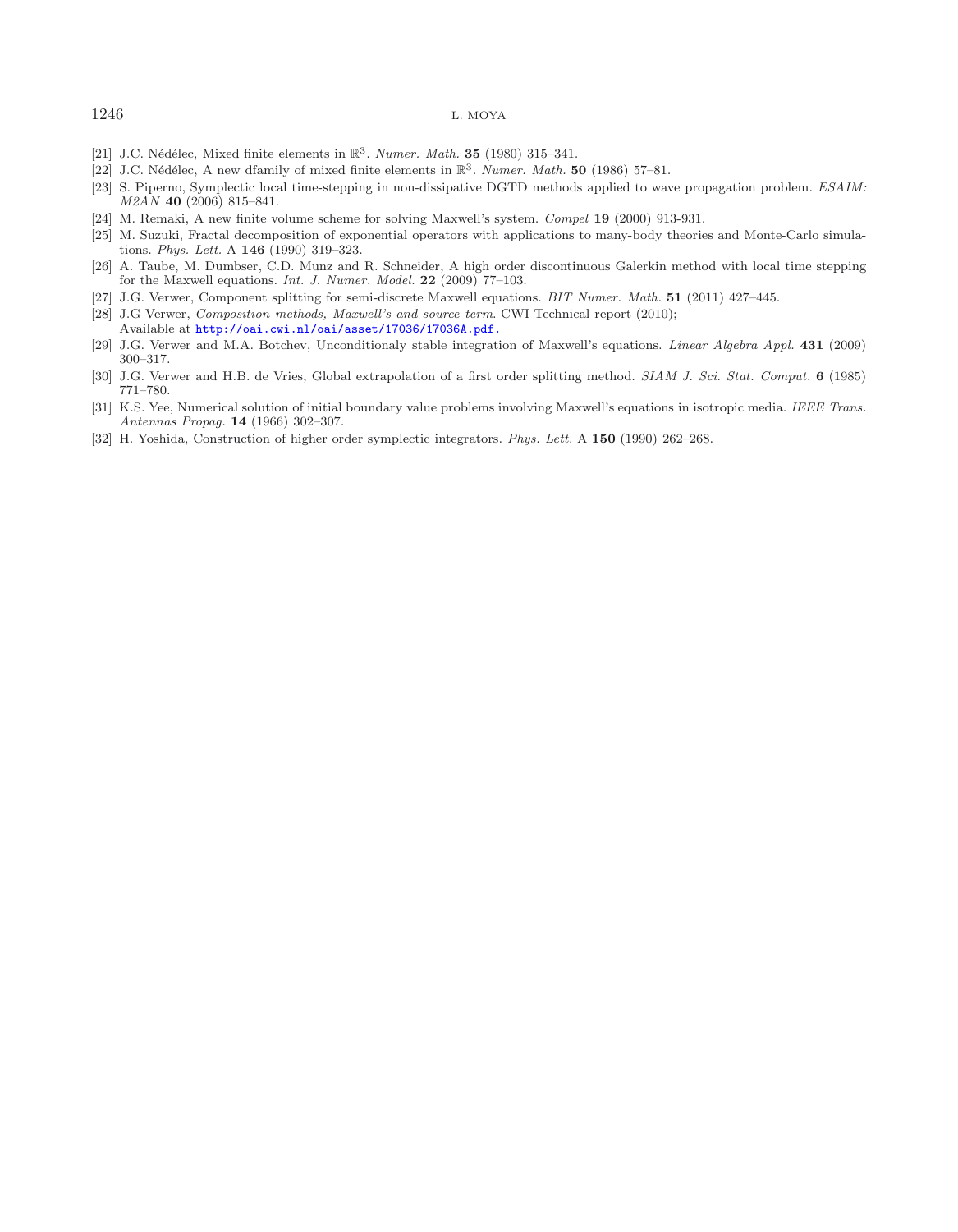[21] J.C. Nédélec, Mixed finite elements in $\mathbb{R}^3$. *Numer. Math.* **35** (1980) 315–341.

[22] J.C. Nédélec, A new dfamily of mixed finite elements in $\mathbb{R}^3$. *Numer. Math.* **50** (1986) 57–81.

[23] S. Piperno, Symplectic local time-stepping in non-dissipative DGTD methods applied to wave propagation problem. *ESAIM: M2AN* **40** (2006) 815–841.

[24] M. Remaki, A new finite volume scheme for solving Maxwell's system. *Compel* **19** (2000) 913-931.

[25] M. Suzuki, Fractal decomposition of exponential operators with applications to many-body theories and Monte-Carlo simulations. *Phys. Lett.* A **146** (1990) 319–323.

[26] A. Taube, M. Dumbser, C.D. Munz and R. Schneider, A high order discontinuous Galerkin method with local time stepping for the Maxwell equations. *Int. J. Numer. Model.* **22** (2009) 77–103.

[27] J.G. Verwer, Component splitting for semi-discrete Maxwell equations. *BIT Numer. Math.* **51** (2011) 427–445.

[28] J.G Verwer, *Composition methods, Maxwell's and source term*. CWI Technical report (2010); Available at http://oai.cwi.nl/oai/asset/17036/17036A.pdf.

[29] J.G. Verwer and M.A. Botchev, Unconditionaly stable integration of Maxwell's equations. *Linear Algebra Appl.* **431** (2009) 300–317.

[30] J.G. Verwer and H.B. de Vries, Global extrapolation of a first order splitting method. *SIAM J. Sci. Stat. Comput.* **6** (1985) 771–780.

[31] K.S. Yee, Numerical solution of initial boundary value problems involving Maxwell's equations in isotropic media. *IEEE Trans. Antennas Propag.* **14** (1966) 302–307.

[32] H. Yoshida, Construction of higher order symplectic integrators. *Phys. Lett.* A **150** (1990) 262–268.